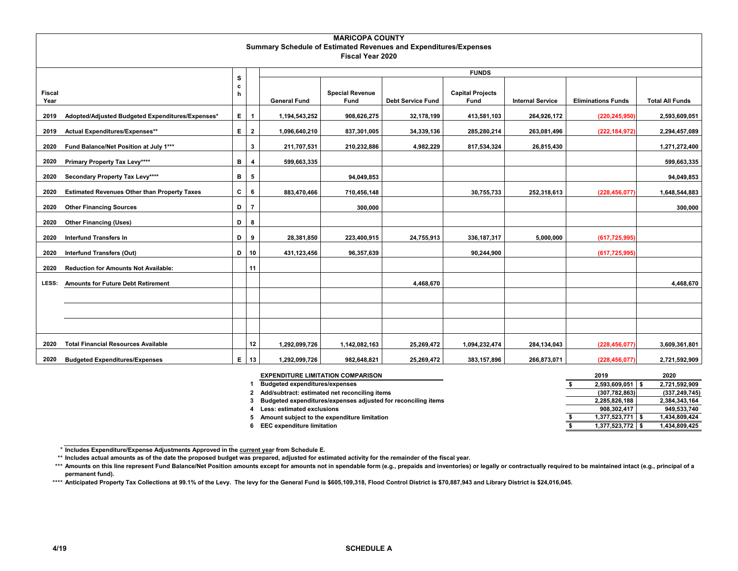# MARICOPA COUNTY

## Summary Schedule of Estimated Revenues and Expenditures/Expenses

### Fiscal Year 2020

| Fiscal Year | | Sch | | General Fund | Special Revenue Fund | Debt Service Fund | Capital Projects Fund | Internal Service | Eliminations Funds | Total All Funds |
|---|---|---|---|---|---|---|---|---|---|---|
| 2019 | Adopted/Adjusted Budgeted Expenditures/Expenses* | E | 1 | 1,194,543,252 | 908,626,275 | 32,178,199 | 413,581,103 | 264,926,172 | (220,245,950) | 2,593,609,051 |
| 2019 | Actual Expenditures/Expenses** | E | 2 | 1,096,640,210 | 837,301,005 | 34,339,136 | 285,280,214 | 263,081,496 | (222,184,972) | 2,294,457,089 |
| 2020 | Fund Balance/Net Position at July 1*** | | 3 | 211,707,531 | 210,232,886 | 4,982,229 | 817,534,324 | 26,815,430 | | 1,271,272,400 |
| 2020 | Primary Property Tax Levy**** | B | 4 | 599,663,335 | | | | | | 599,663,335 |
| 2020 | Secondary Property Tax Levy**** | B | 5 | | 94,049,853 | | | | | 94,049,853 |
| 2020 | Estimated Revenues Other than Property Taxes | C | 6 | 883,470,466 | 710,456,148 | | 30,755,733 | 252,318,613 | (228,456,077) | 1,648,544,883 |
| 2020 | Other Financing Sources | D | 7 | | 300,000 | | | | | 300,000 |
| 2020 | Other Financing (Uses) | D | 8 | | | | | | | |
| 2020 | Interfund Transfers In | D | 9 | 28,381,850 | 223,400,915 | 24,755,913 | 336,187,317 | 5,000,000 | (617,725,995) | |
| 2020 | Interfund Transfers (Out) | D | 10 | 431,123,456 | 96,357,639 | | 90,244,900 | | (617,725,995) | |
| 2020 | Reduction for Amounts Not Available: | | 11 | | | | | | | |
| LESS: | Amounts for Future Debt Retirement | | | | | 4,468,670 | | | | 4,468,670 |
| | | | | | | | | | | |
| | | | | | | | | | | |
| | | | | | | | | | | |
| 2020 | Total Financial Resources Available | | 12 | 1,292,099,726 | 1,142,082,163 | 25,269,472 | 1,094,232,474 | 284,134,043 | (228,456,077) | 3,609,361,801 |
| 2020 | Budgeted Expenditures/Expenses | E | 13 | 1,292,099,726 | 982,648,821 | 25,269,472 | 383,157,896 | 266,873,071 | (228,456,077) | 2,721,592,909 |

| | EXPENDITURE LIMITATION COMPARISON | 2019 | 2020 |
|---|---|---|---|
| 1 | Budgeted expenditures/expenses | $ 2,593,609,051 | $ 2,721,592,909 |
| 2 | Add/subtract: estimated net reconciling items | (307,782,863) | (337,249,745) |
| 3 | Budgeted expenditures/expenses adjusted for reconciling items | 2,285,826,188 | 2,384,343,164 |
| 4 | Less: estimated exclusions | 908,302,417 | 949,533,740 |
| 5 | Amount subject to the expenditure limitation | $ 1,377,523,771 | $ 1,434,809,424 |
| 6 | EEC expenditure limitation | $ 1,377,523,772 | $ 1,434,809,425 |

\* Includes Expenditure/Expense Adjustments Approved in the current year from Schedule E.

\** Includes actual amounts as of the date the proposed budget was prepared, adjusted for estimated activity for the remainder of the fiscal year.

\*** Amounts on this line represent Fund Balance/Net Position amounts except for amounts not in spendable form (e.g., prepaids and inventories) or legally or contractually required to be maintained intact (e.g., principal of a permanent fund).

\**** Anticipated Property Tax Collections at 99.1% of the Levy. The levy for the General Fund is $605,109,318, Flood Control District is $70,887,943 and Library District is $24,016,045.

4/19 SCHEDULE A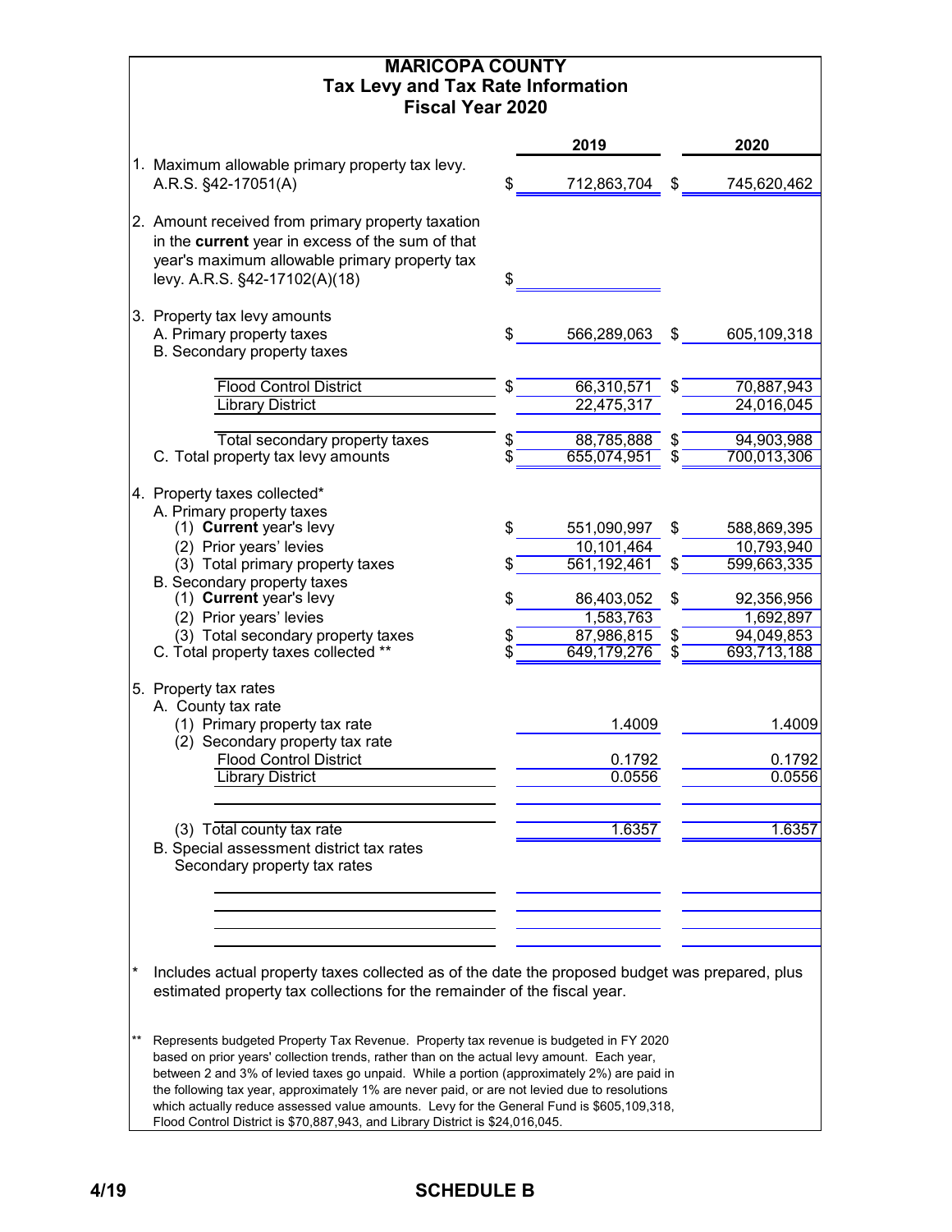# MARICOPA COUNTY
## Tax Levy and Tax Rate Information
## Fiscal Year 2020

| | | 2019 | | 2020 |
|---|---|---|---|---|
| 1. Maximum allowable primary property tax levy. A.R.S. §42-17051(A) | $ | 712,863,704 | $ | 745,620,462 |
| 2. Amount received from primary property taxation in the **current** year in excess of the sum of that year's maximum allowable primary property tax levy. A.R.S. §42-17102(A)(18) | $ | | | |
| 3. Property tax levy amounts | | | | |
| A. Primary property taxes | $ | 566,289,063 | $ | 605,109,318 |
| B. Secondary property taxes | | | | |
| Flood Control District | $ | 66,310,571 | $ | 70,887,943 |
| Library District | | 22,475,317 | | 24,016,045 |
| Total secondary property taxes | $ | 88,785,888 | $ | 94,903,988 |
| C. Total property tax levy amounts | $ | 655,074,951 | $ | 700,013,306 |
| 4. Property taxes collected* | | | | |
| A. Primary property taxes | | | | |
| (1) **Current** year's levy | $ | 551,090,997 | $ | 588,869,395 |
| (2) Prior years' levies | | 10,101,464 | | 10,793,940 |
| (3) Total primary property taxes | $ | 561,192,461 | $ | 599,663,335 |
| B. Secondary property taxes | | | | |
| (1) **Current** year's levy | $ | 86,403,052 | $ | 92,356,956 |
| (2) Prior years' levies | | 1,583,763 | | 1,692,897 |
| (3) Total secondary property taxes | $ | 87,986,815 | $ | 94,049,853 |
| C. Total property taxes collected ** | $ | 649,179,276 | $ | 693,713,188 |
| 5. Property tax rates | | | | |
| A. County tax rate | | | | |
| (1) Primary property tax rate | | 1.4009 | | 1.4009 |
| (2) Secondary property tax rate | | | | |
| Flood Control District | | 0.1792 | | 0.1792 |
| Library District | | 0.0556 | | 0.0556 |
| (3) Total county tax rate | | 1.6357 | | 1.6357 |
| B. Special assessment district tax rates | | | | |
| Secondary property tax rates | | | | |

\* Includes actual property taxes collected as of the date the proposed budget was prepared, plus estimated property tax collections for the remainder of the fiscal year.

\** Represents budgeted Property Tax Revenue. Property tax revenue is budgeted in FY 2020 based on prior years' collection trends, rather than on the actual levy amount. Each year, between 2 and 3% of levied taxes go unpaid. While a portion (approximately 2%) are paid in the following tax year, approximately 1% are never paid, or are not levied due to resolutions which actually reduce assessed value amounts. Levy for the General Fund is $605,109,318, Flood Control District is $70,887,943, and Library District is $24,016,045.

4/19

SCHEDULE B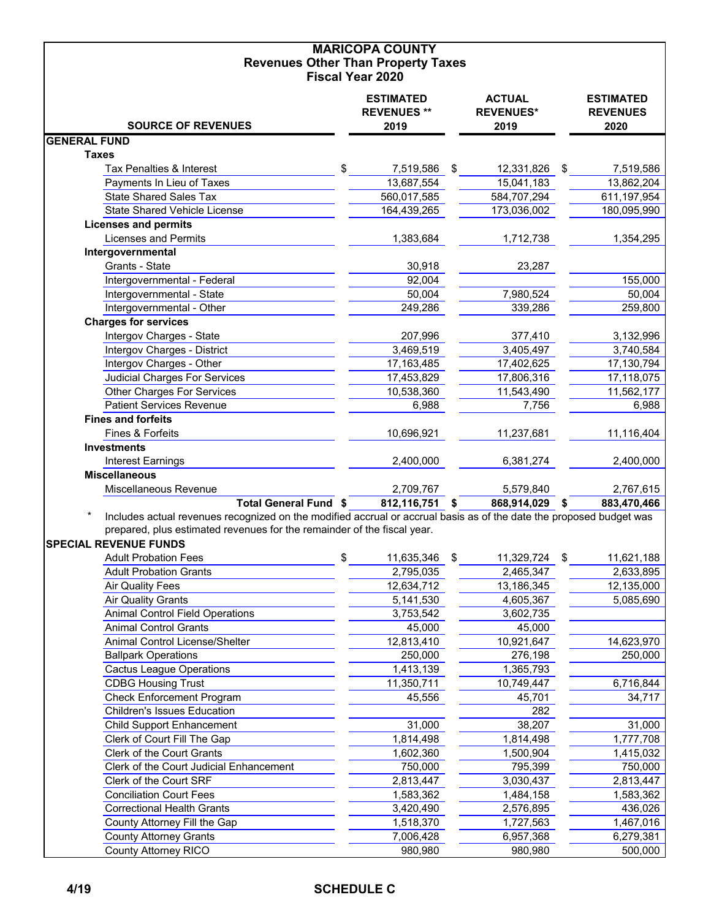# MARICOPA COUNTY
## Revenues Other Than Property Taxes
### Fiscal Year 2020

| SOURCE OF REVENUES | ESTIMATED REVENUES ** 2019 | ACTUAL REVENUES* 2019 | ESTIMATED REVENUES 2020 |
|---|---|---|---|
| **GENERAL FUND** | | | |
| **Taxes** | | | |
| Tax Penalties & Interest | $ 7,519,586 | $ 12,331,826 | $ 7,519,586 |
| Payments In Lieu of Taxes | 13,687,554 | 15,041,183 | 13,862,204 |
| State Shared Sales Tax | 560,017,585 | 584,707,294 | 611,197,954 |
| State Shared Vehicle License | 164,439,265 | 173,036,002 | 180,095,990 |
| **Licenses and permits** | | | |
| Licenses and Permits | 1,383,684 | 1,712,738 | 1,354,295 |
| **Intergovernmental** | | | |
| Grants - State | 30,918 | 23,287 | |
| Intergovernmental - Federal | 92,004 | | 155,000 |
| Intergovernmental - State | 50,004 | 7,980,524 | 50,004 |
| Intergovernmental - Other | 249,286 | 339,286 | 259,800 |
| **Charges for services** | | | |
| Intergov Charges - State | 207,996 | 377,410 | 3,132,996 |
| Intergov Charges - District | 3,469,519 | 3,405,497 | 3,740,584 |
| Intergov Charges - Other | 17,163,485 | 17,402,625 | 17,130,794 |
| Judicial Charges For Services | 17,453,829 | 17,806,316 | 17,118,075 |
| Other Charges For Services | 10,538,360 | 11,543,490 | 11,562,177 |
| Patient Services Revenue | 6,988 | 7,756 | 6,988 |
| **Fines and forfeits** | | | |
| Fines & Forfeits | 10,696,921 | 11,237,681 | 11,116,404 |
| **Investments** | | | |
| Interest Earnings | 2,400,000 | 6,381,274 | 2,400,000 |
| **Miscellaneous** | | | |
| Miscellaneous Revenue | 2,709,767 | 5,579,840 | 2,767,615 |
| **Total General Fund** | **$ 812,116,751** | **$ 868,914,029** | **$ 883,470,466** |

\* Includes actual revenues recognized on the modified accrual or accrual basis as of the date the proposed budget was prepared, plus estimated revenues for the remainder of the fiscal year.

| SOURCE OF REVENUES | ESTIMATED REVENUES ** 2019 | ACTUAL REVENUES* 2019 | ESTIMATED REVENUES 2020 |
|---|---|---|---|
| **SPECIAL REVENUE FUNDS** | | | |
| Adult Probation Fees | $ 11,635,346 | $ 11,329,724 | $ 11,621,188 |
| Adult Probation Grants | 2,795,035 | 2,465,347 | 2,633,895 |
| Air Quality Fees | 12,634,712 | 13,186,345 | 12,135,000 |
| Air Quality Grants | 5,141,530 | 4,605,367 | 5,085,690 |
| Animal Control Field Operations | 3,753,542 | 3,602,735 | |
| Animal Control Grants | 45,000 | 45,000 | |
| Animal Control License/Shelter | 12,813,410 | 10,921,647 | 14,623,970 |
| Ballpark Operations | 250,000 | 276,198 | 250,000 |
| Cactus League Operations | 1,413,139 | 1,365,793 | |
| CDBG Housing Trust | 11,350,711 | 10,749,447 | 6,716,844 |
| Check Enforcement Program | 45,556 | 45,701 | 34,717 |
| Children's Issues Education | | 282 | |
| Child Support Enhancement | 31,000 | 38,207 | 31,000 |
| Clerk of Court Fill The Gap | 1,814,498 | 1,814,498 | 1,777,708 |
| Clerk of the Court Grants | 1,602,360 | 1,500,904 | 1,415,032 |
| Clerk of the Court Judicial Enhancement | 750,000 | 795,399 | 750,000 |
| Clerk of the Court SRF | 2,813,447 | 3,030,437 | 2,813,447 |
| Conciliation Court Fees | 1,583,362 | 1,484,158 | 1,583,362 |
| Correctional Health Grants | 3,420,490 | 2,576,895 | 436,026 |
| County Attorney Fill the Gap | 1,518,370 | 1,727,563 | 1,467,016 |
| County Attorney Grants | 7,006,428 | 6,957,368 | 6,279,381 |
| County Attorney RICO | 980,980 | 980,980 | 500,000 |

4/19

SCHEDULE C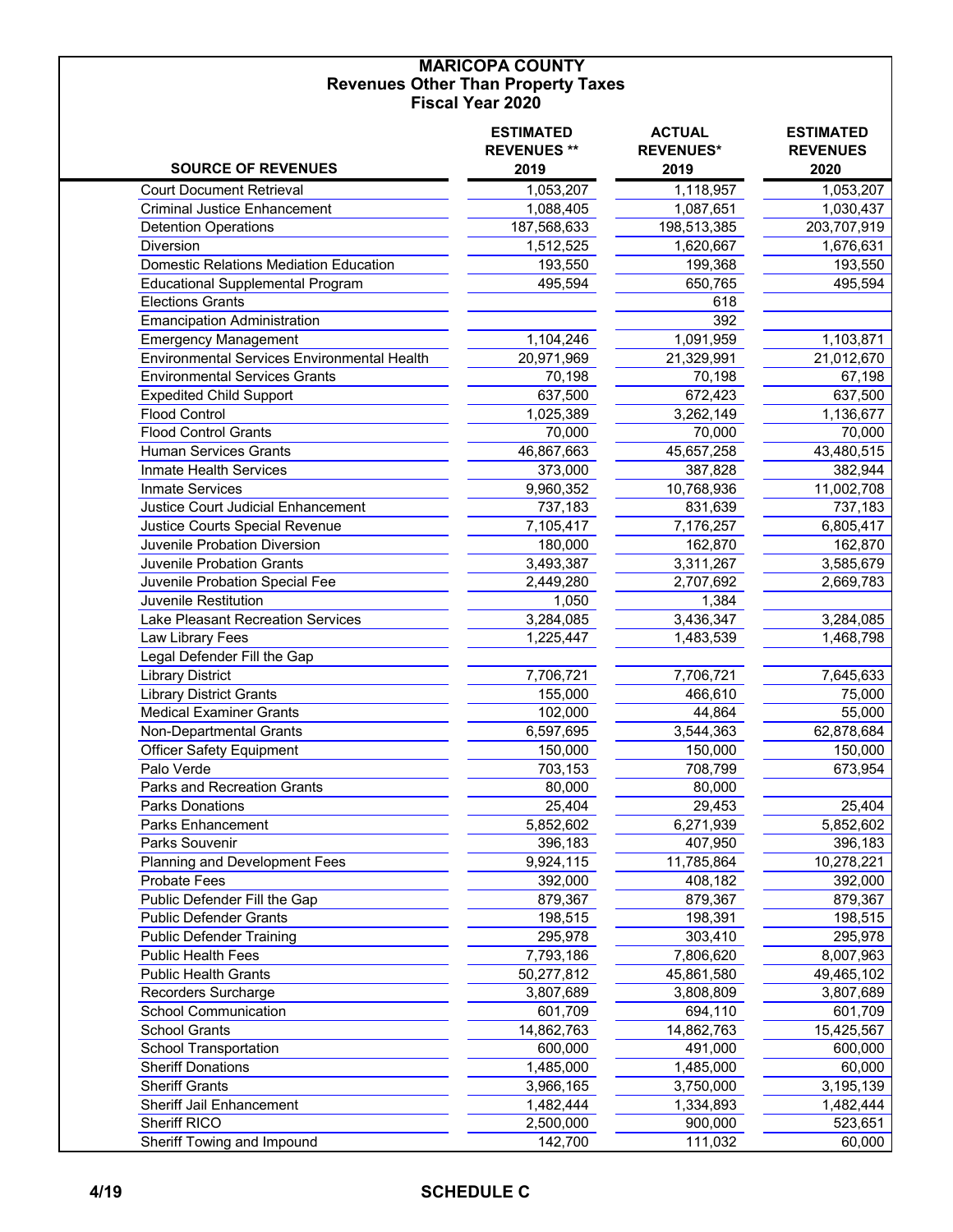# MARICOPA COUNTY
## Revenues Other Than Property Taxes
## Fiscal Year 2020

| SOURCE OF REVENUES | ESTIMATED REVENUES ** 2019 | ACTUAL REVENUES* 2019 | ESTIMATED REVENUES 2020 |
|---|---|---|---|
| Court Document Retrieval | 1,053,207 | 1,118,957 | 1,053,207 |
| Criminal Justice Enhancement | 1,088,405 | 1,087,651 | 1,030,437 |
| Detention Operations | 187,568,633 | 198,513,385 | 203,707,919 |
| Diversion | 1,512,525 | 1,620,667 | 1,676,631 |
| Domestic Relations Mediation Education | 193,550 | 199,368 | 193,550 |
| Educational Supplemental Program | 495,594 | 650,765 | 495,594 |
| Elections Grants | | 618 | |
| Emancipation Administration | | 392 | |
| Emergency Management | 1,104,246 | 1,091,959 | 1,103,871 |
| Environmental Services Environmental Health | 20,971,969 | 21,329,991 | 21,012,670 |
| Environmental Services Grants | 70,198 | 70,198 | 67,198 |
| Expedited Child Support | 637,500 | 672,423 | 637,500 |
| Flood Control | 1,025,389 | 3,262,149 | 1,136,677 |
| Flood Control Grants | 70,000 | 70,000 | 70,000 |
| Human Services Grants | 46,867,663 | 45,657,258 | 43,480,515 |
| Inmate Health Services | 373,000 | 387,828 | 382,944 |
| Inmate Services | 9,960,352 | 10,768,936 | 11,002,708 |
| Justice Court Judicial Enhancement | 737,183 | 831,639 | 737,183 |
| Justice Courts Special Revenue | 7,105,417 | 7,176,257 | 6,805,417 |
| Juvenile Probation Diversion | 180,000 | 162,870 | 162,870 |
| Juvenile Probation Grants | 3,493,387 | 3,311,267 | 3,585,679 |
| Juvenile Probation Special Fee | 2,449,280 | 2,707,692 | 2,669,783 |
| Juvenile Restitution | 1,050 | 1,384 | |
| Lake Pleasant Recreation Services | 3,284,085 | 3,436,347 | 3,284,085 |
| Law Library Fees | 1,225,447 | 1,483,539 | 1,468,798 |
| Legal Defender Fill the Gap | | | |
| Library District | 7,706,721 | 7,706,721 | 7,645,633 |
| Library District Grants | 155,000 | 466,610 | 75,000 |
| Medical Examiner Grants | 102,000 | 44,864 | 55,000 |
| Non-Departmental Grants | 6,597,695 | 3,544,363 | 62,878,684 |
| Officer Safety Equipment | 150,000 | 150,000 | 150,000 |
| Palo Verde | 703,153 | 708,799 | 673,954 |
| Parks and Recreation Grants | 80,000 | 80,000 | |
| Parks Donations | 25,404 | 29,453 | 25,404 |
| Parks Enhancement | 5,852,602 | 6,271,939 | 5,852,602 |
| Parks Souvenir | 396,183 | 407,950 | 396,183 |
| Planning and Development Fees | 9,924,115 | 11,785,864 | 10,278,221 |
| Probate Fees | 392,000 | 408,182 | 392,000 |
| Public Defender Fill the Gap | 879,367 | 879,367 | 879,367 |
| Public Defender Grants | 198,515 | 198,391 | 198,515 |
| Public Defender Training | 295,978 | 303,410 | 295,978 |
| Public Health Fees | 7,793,186 | 7,806,620 | 8,007,963 |
| Public Health Grants | 50,277,812 | 45,861,580 | 49,465,102 |
| Recorders Surcharge | 3,807,689 | 3,808,809 | 3,807,689 |
| School Communication | 601,709 | 694,110 | 601,709 |
| School Grants | 14,862,763 | 14,862,763 | 15,425,567 |
| School Transportation | 600,000 | 491,000 | 600,000 |
| Sheriff Donations | 1,485,000 | 1,485,000 | 60,000 |
| Sheriff Grants | 3,966,165 | 3,750,000 | 3,195,139 |
| Sheriff Jail Enhancement | 1,482,444 | 1,334,893 | 1,482,444 |
| Sheriff RICO | 2,500,000 | 900,000 | 523,651 |
| Sheriff Towing and Impound | 142,700 | 111,032 | 60,000 |

SCHEDULE C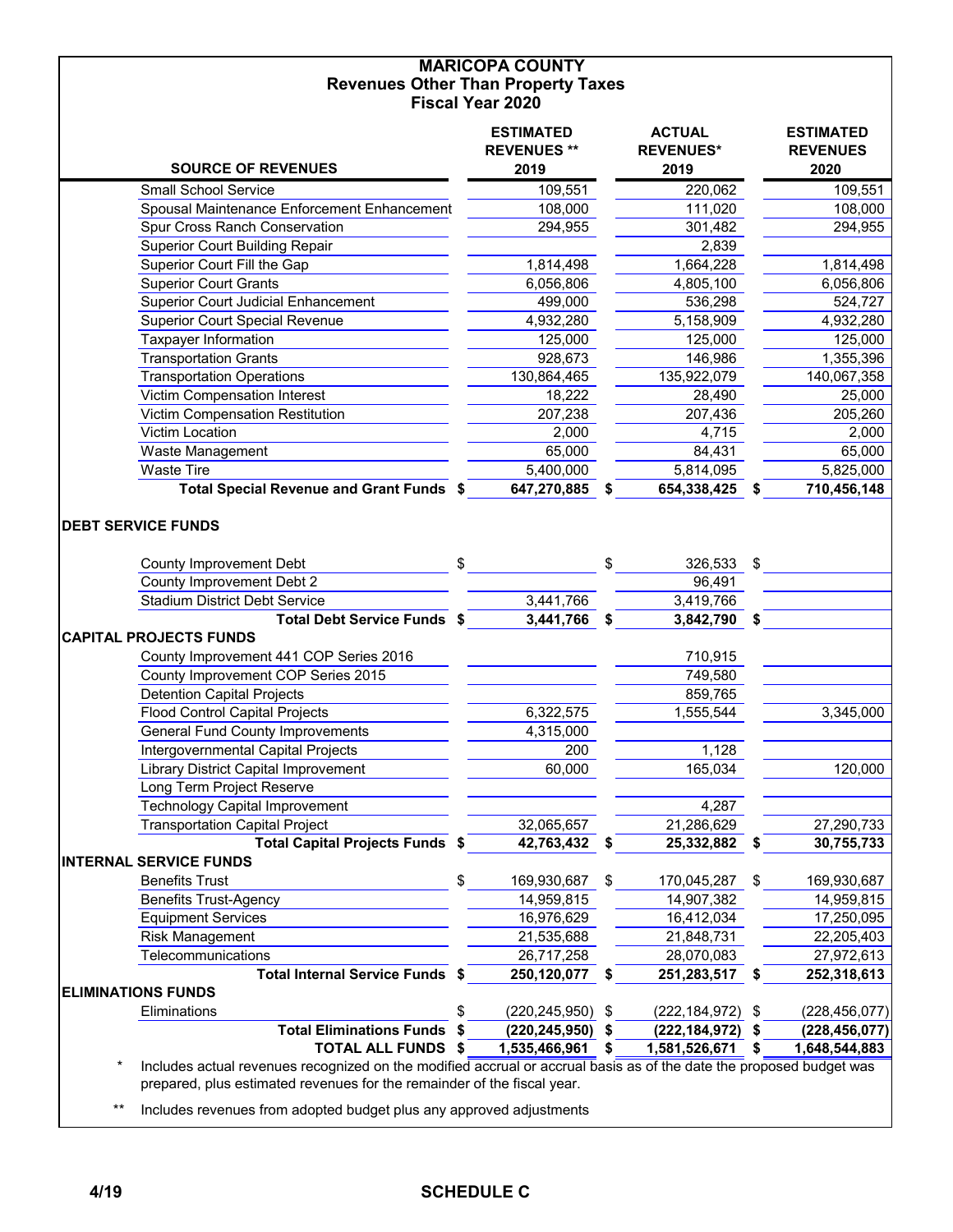# MARICOPA COUNTY
## Revenues Other Than Property Taxes
### Fiscal Year 2020

| SOURCE OF REVENUES | ESTIMATED REVENUES ** 2019 | ACTUAL REVENUES* 2019 | ESTIMATED REVENUES 2020 |
|---|---|---|---|
| Small School Service | 109,551 | 220,062 | 109,551 |
| Spousal Maintenance Enforcement Enhancement | 108,000 | 111,020 | 108,000 |
| Spur Cross Ranch Conservation | 294,955 | 301,482 | 294,955 |
| Superior Court Building Repair | | 2,839 | |
| Superior Court Fill the Gap | 1,814,498 | 1,664,228 | 1,814,498 |
| Superior Court Grants | 6,056,806 | 4,805,100 | 6,056,806 |
| Superior Court Judicial Enhancement | 499,000 | 536,298 | 524,727 |
| Superior Court Special Revenue | 4,932,280 | 5,158,909 | 4,932,280 |
| Taxpayer Information | 125,000 | 125,000 | 125,000 |
| Transportation Grants | 928,673 | 146,986 | 1,355,396 |
| Transportation Operations | 130,864,465 | 135,922,079 | 140,067,358 |
| Victim Compensation Interest | 18,222 | 28,490 | 25,000 |
| Victim Compensation Restitution | 207,238 | 207,436 | 205,260 |
| Victim Location | 2,000 | 4,715 | 2,000 |
| Waste Management | 65,000 | 84,431 | 65,000 |
| Waste Tire | 5,400,000 | 5,814,095 | 5,825,000 |
| **Total Special Revenue and Grant Funds** | **$ 647,270,885** | **$ 654,338,425** | **$ 710,456,148** |
| **DEBT SERVICE FUNDS** | | | |
| County Improvement Debt | $ | $ 326,533 | $ |
| County Improvement Debt 2 | | 96,491 | |
| Stadium District Debt Service | 3,441,766 | 3,419,766 | |
| **Total Debt Service Funds** | **$ 3,441,766** | **$ 3,842,790** | **$** |
| **CAPITAL PROJECTS FUNDS** | | | |
| County Improvement 441 COP Series 2016 | | 710,915 | |
| County Improvement COP Series 2015 | | 749,580 | |
| Detention Capital Projects | | 859,765 | |
| Flood Control Capital Projects | 6,322,575 | 1,555,544 | 3,345,000 |
| General Fund County Improvements | 4,315,000 | | |
| Intergovernmental Capital Projects | 200 | 1,128 | |
| Library District Capital Improvement | 60,000 | 165,034 | 120,000 |
| Long Term Project Reserve | | | |
| Technology Capital Improvement | | 4,287 | |
| Transportation Capital Project | 32,065,657 | 21,286,629 | 27,290,733 |
| **Total Capital Projects Funds** | **$ 42,763,432** | **$ 25,332,882** | **$ 30,755,733** |
| **INTERNAL SERVICE FUNDS** | | | |
| Benefits Trust | $ 169,930,687 | $ 170,045,287 | $ 169,930,687 |
| Benefits Trust-Agency | 14,959,815 | 14,907,382 | 14,959,815 |
| Equipment Services | 16,976,629 | 16,412,034 | 17,250,095 |
| Risk Management | 21,535,688 | 21,848,731 | 22,205,403 |
| Telecommunications | 26,717,258 | 28,070,083 | 27,972,613 |
| **Total Internal Service Funds** | **$ 250,120,077** | **$ 251,283,517** | **$ 252,318,613** |
| **ELIMINATIONS FUNDS** | | | |
| Eliminations | $ (220,245,950) | $ (222,184,972) | $ (228,456,077) |
| **Total Eliminations Funds** | **$ (220,245,950)** | **$ (222,184,972)** | **$ (228,456,077)** |
| **TOTAL ALL FUNDS** | **$ 1,535,466,961** | **$ 1,581,526,671** | **$ 1,648,544,883** |

\* Includes actual revenues recognized on the modified accrual or accrual basis as of the date the proposed budget was prepared, plus estimated revenues for the remainder of the fiscal year.

\*\* Includes revenues from adopted budget plus any approved adjustments

4/19 SCHEDULE C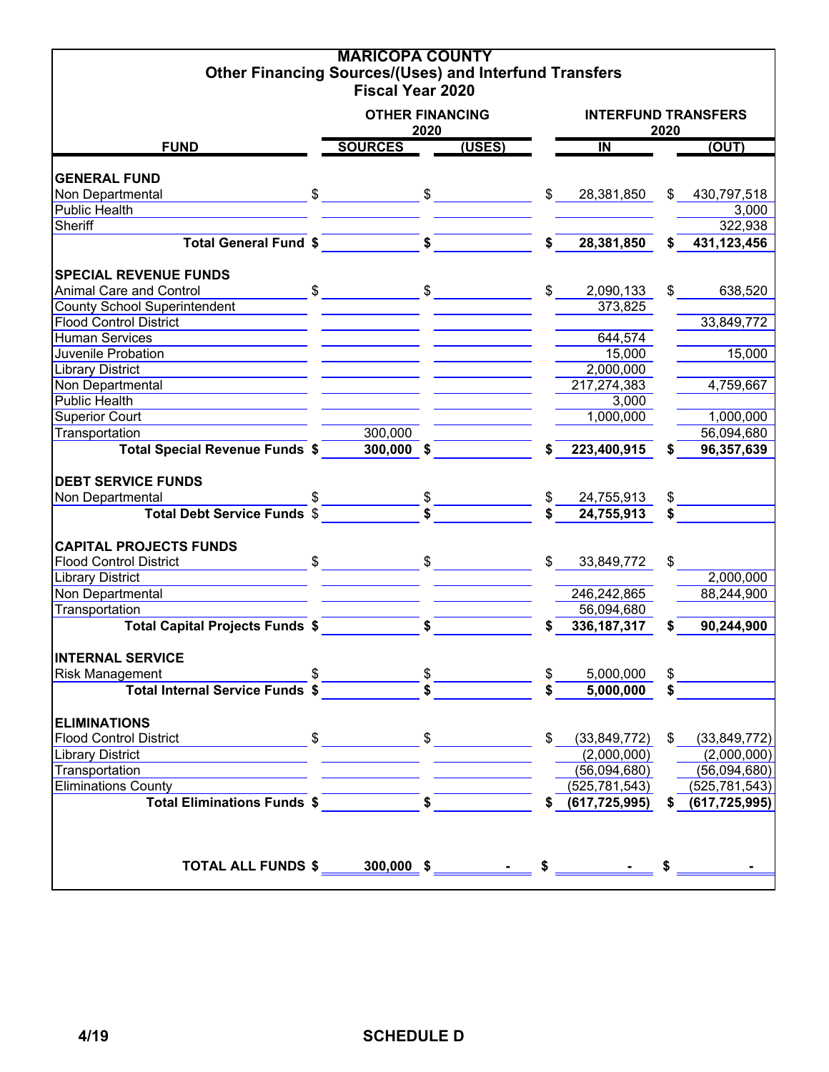# MARICOPA COUNTY
## Other Financing Sources/(Uses) and Interfund Transfers
## Fiscal Year 2020

| FUND | OTHER FINANCING 2020 SOURCES | OTHER FINANCING 2020 (USES) | INTERFUND TRANSFERS 2020 IN | INTERFUND TRANSFERS 2020 (OUT) |
|---|---|---|---|---|
| **GENERAL FUND** | | | | |
| Non Departmental | $ | $ | $ 28,381,850 | $ 430,797,518 |
| Public Health | | | | 3,000 |
| Sheriff | | | | 322,938 |
| **Total General Fund** | **$** | **$** | **$ 28,381,850** | **$ 431,123,456** |
| **SPECIAL REVENUE FUNDS** | | | | |
| Animal Care and Control | $ | $ | $ 2,090,133 | $ 638,520 |
| County School Superintendent | | | 373,825 | |
| Flood Control District | | | | 33,849,772 |
| Human Services | | | 644,574 | |
| Juvenile Probation | | | 15,000 | 15,000 |
| Library District | | | 2,000,000 | |
| Non Departmental | | | 217,274,383 | 4,759,667 |
| Public Health | | | 3,000 | |
| Superior Court | | | 1,000,000 | 1,000,000 |
| Transportation | 300,000 | | | 56,094,680 |
| **Total Special Revenue Funds** | **$ 300,000** | **$** | **$ 223,400,915** | **$ 96,357,639** |
| **DEBT SERVICE FUNDS** | | | | |
| Non Departmental | $ | $ | $ 24,755,913 | $ |
| **Total Debt Service Funds** | **$** | **$** | **$ 24,755,913** | **$** |
| **CAPITAL PROJECTS FUNDS** | | | | |
| Flood Control District | $ | $ | $ 33,849,772 | $ |
| Library District | | | | 2,000,000 |
| Non Departmental | | | 246,242,865 | 88,244,900 |
| Transportation | | | 56,094,680 | |
| **Total Capital Projects Funds** | **$** | **$** | **$ 336,187,317** | **$ 90,244,900** |
| **INTERNAL SERVICE** | | | | |
| Risk Management | $ | $ | $ 5,000,000 | $ |
| **Total Internal Service Funds** | **$** | **$** | **$ 5,000,000** | **$** |
| **ELIMINATIONS** | | | | |
| Flood Control District | $ | $ | $ (33,849,772) | $ (33,849,772) |
| Library District | | | (2,000,000) | (2,000,000) |
| Transportation | | | (56,094,680) | (56,094,680) |
| Eliminations County | | | (525,781,543) | (525,781,543) |
| **Total Eliminations Funds** | **$** | **$** | **$ (617,725,995)** | **$ (617,725,995)** |
| **TOTAL ALL FUNDS** | **$ 300,000** | **$ -** | **$ -** | **$ -** |

4/19 SCHEDULE D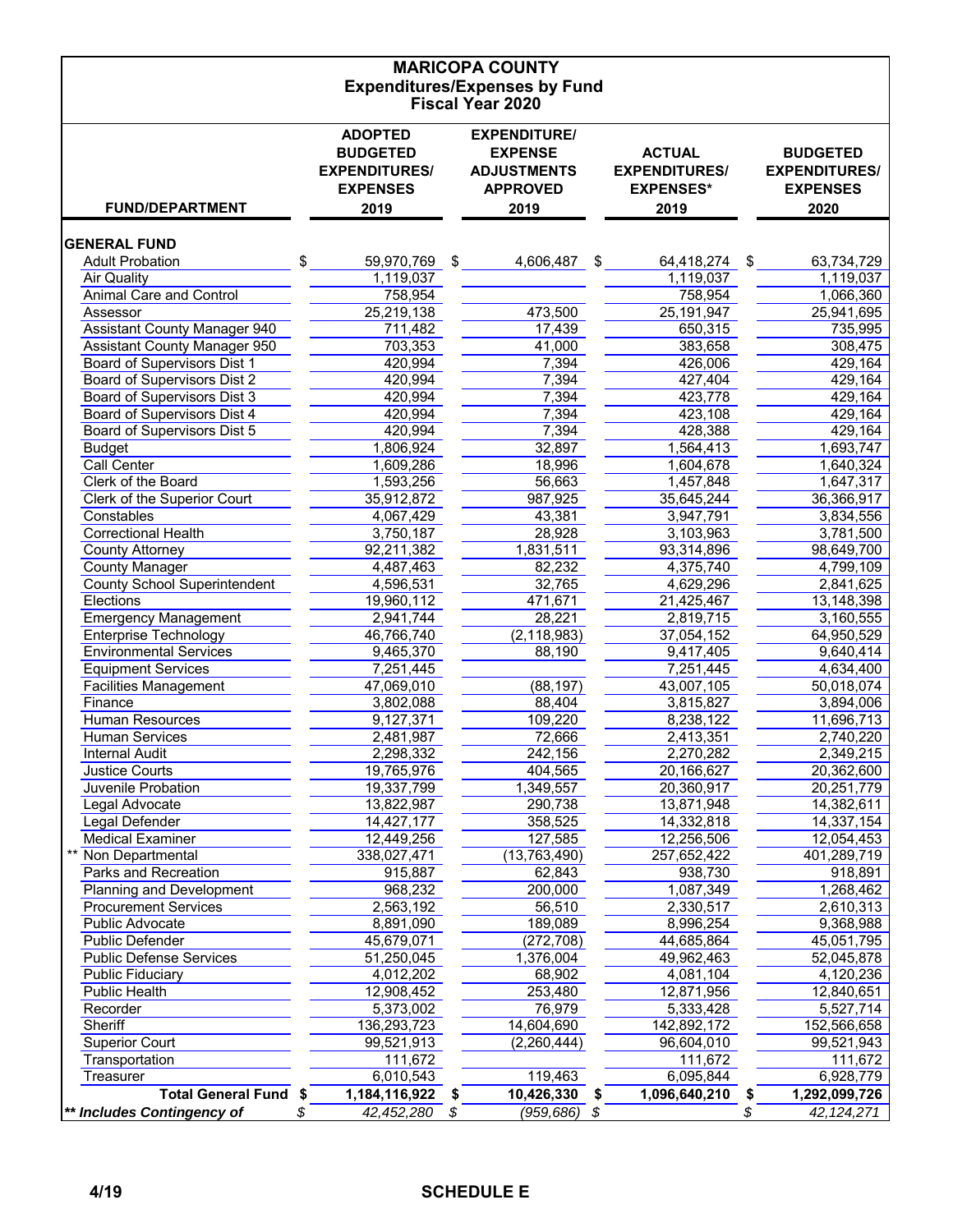# MARICOPA COUNTY
## Expenditures/Expenses by Fund
### Fiscal Year 2020

| FUND/DEPARTMENT | ADOPTED BUDGETED EXPENDITURES/ EXPENSES 2019 | EXPENDITURE/ EXPENSE ADJUSTMENTS APPROVED 2019 | ACTUAL EXPENDITURES/ EXPENSES* 2019 | BUDGETED EXPENDITURES/ EXPENSES 2020 |
|---|---|---|---|---|
| **GENERAL FUND** | | | | |
| Adult Probation | $ 59,970,769 | $ 4,606,487 | $ 64,418,274 | $ 63,734,729 |
| Air Quality | 1,119,037 | | 1,119,037 | 1,119,037 |
| Animal Care and Control | 758,954 | | 758,954 | 1,066,360 |
| Assessor | 25,219,138 | 473,500 | 25,191,947 | 25,941,695 |
| Assistant County Manager 940 | 711,482 | 17,439 | 650,315 | 735,995 |
| Assistant County Manager 950 | 703,353 | 41,000 | 383,658 | 308,475 |
| Board of Supervisors Dist 1 | 420,994 | 7,394 | 426,006 | 429,164 |
| Board of Supervisors Dist 2 | 420,994 | 7,394 | 427,404 | 429,164 |
| Board of Supervisors Dist 3 | 420,994 | 7,394 | 423,778 | 429,164 |
| Board of Supervisors Dist 4 | 420,994 | 7,394 | 423,108 | 429,164 |
| Board of Supervisors Dist 5 | 420,994 | 7,394 | 428,388 | 429,164 |
| Budget | 1,806,924 | 32,897 | 1,564,413 | 1,693,747 |
| Call Center | 1,609,286 | 18,996 | 1,604,678 | 1,640,324 |
| Clerk of the Board | 1,593,256 | 56,663 | 1,457,848 | 1,647,317 |
| Clerk of the Superior Court | 35,912,872 | 987,925 | 35,645,244 | 36,366,917 |
| Constables | 4,067,429 | 43,381 | 3,947,791 | 3,834,556 |
| Correctional Health | 3,750,187 | 28,928 | 3,103,963 | 3,781,500 |
| County Attorney | 92,211,382 | 1,831,511 | 93,314,896 | 98,649,700 |
| County Manager | 4,487,463 | 82,232 | 4,375,740 | 4,799,109 |
| County School Superintendent | 4,596,531 | 32,765 | 4,629,296 | 2,841,625 |
| Elections | 19,960,112 | 471,671 | 21,425,467 | 13,148,398 |
| Emergency Management | 2,941,744 | 28,221 | 2,819,715 | 3,160,555 |
| Enterprise Technology | 46,766,740 | (2,118,983) | 37,054,152 | 64,950,529 |
| Environmental Services | 9,465,370 | 88,190 | 9,417,405 | 9,640,414 |
| Equipment Services | 7,251,445 | | 7,251,445 | 4,634,400 |
| Facilities Management | 47,069,010 | (88,197) | 43,007,105 | 50,018,074 |
| Finance | 3,802,088 | 88,404 | 3,815,827 | 3,894,006 |
| Human Resources | 9,127,371 | 109,220 | 8,238,122 | 11,696,713 |
| Human Services | 2,481,987 | 72,666 | 2,413,351 | 2,740,220 |
| Internal Audit | 2,298,332 | 242,156 | 2,270,282 | 2,349,215 |
| Justice Courts | 19,765,976 | 404,565 | 20,166,627 | 20,362,600 |
| Juvenile Probation | 19,337,799 | 1,349,557 | 20,360,917 | 20,251,779 |
| Legal Advocate | 13,822,987 | 290,738 | 13,871,948 | 14,382,611 |
| Legal Defender | 14,427,177 | 358,525 | 14,332,818 | 14,337,154 |
| Medical Examiner | 12,449,256 | 127,585 | 12,256,506 | 12,054,453 |
| ** Non Departmental | 338,027,471 | (13,763,490) | 257,652,422 | 401,289,719 |
| Parks and Recreation | 915,887 | 62,843 | 938,730 | 918,891 |
| Planning and Development | 968,232 | 200,000 | 1,087,349 | 1,268,462 |
| Procurement Services | 2,563,192 | 56,510 | 2,330,517 | 2,610,313 |
| Public Advocate | 8,891,090 | 189,089 | 8,996,254 | 9,368,988 |
| Public Defender | 45,679,071 | (272,708) | 44,685,864 | 45,051,795 |
| Public Defense Services | 51,250,045 | 1,376,004 | 49,962,463 | 52,045,878 |
| Public Fiduciary | 4,012,202 | 68,902 | 4,081,104 | 4,120,236 |
| Public Health | 12,908,452 | 253,480 | 12,871,956 | 12,840,651 |
| Recorder | 5,373,002 | 76,979 | 5,333,428 | 5,527,714 |
| Sheriff | 136,293,723 | 14,604,690 | 142,892,172 | 152,566,658 |
| Superior Court | 99,521,913 | (2,260,444) | 96,604,010 | 99,521,943 |
| Transportation | 111,672 | | 111,672 | 111,672 |
| Treasurer | 6,010,543 | 119,463 | 6,095,844 | 6,928,779 |
| **Total General Fund** | **$ 1,184,116,922** | **$ 10,426,330** | **$ 1,096,640,210** | **$ 1,292,099,726** |
| ***\*\* Includes Contingency of*** | *$ 42,452,280* | *$ (959,686)* | *$* | *$ 42,124,271* |

4/19

**SCHEDULE E**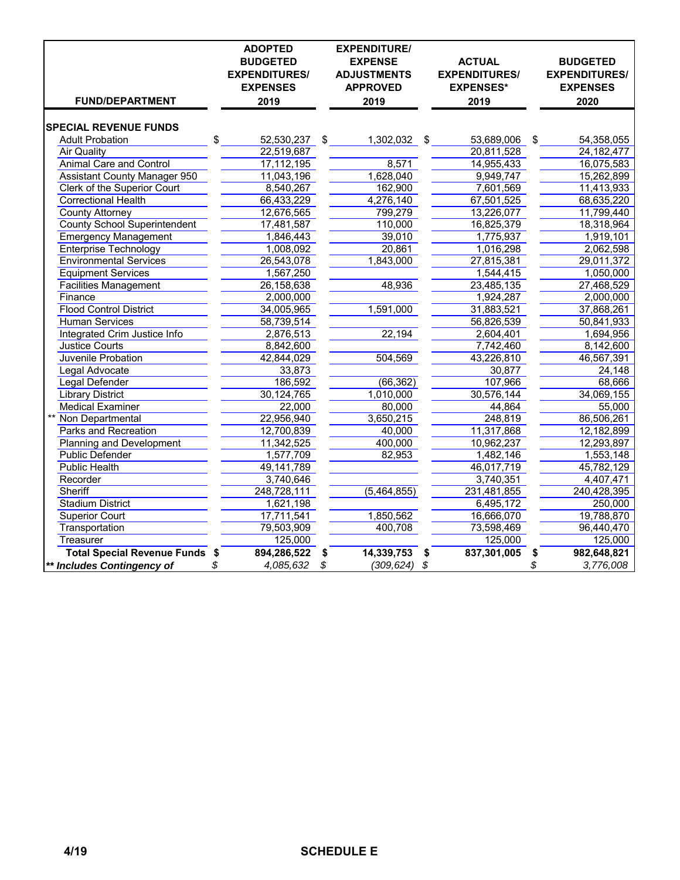| FUND/DEPARTMENT | ADOPTED BUDGETED EXPENDITURES/ EXPENSES 2019 | EXPENDITURE/ EXPENSE ADJUSTMENTS APPROVED 2019 | ACTUAL EXPENDITURES/ EXPENSES* 2019 | BUDGETED EXPENDITURES/ EXPENSES 2020 |
|---|---|---|---|---|
| **SPECIAL REVENUE FUNDS** | | | | |
| Adult Probation | $ 52,530,237 | $ 1,302,032 | $ 53,689,006 | $ 54,358,055 |
| Air Quality | 22,519,687 | | 20,811,528 | 24,182,477 |
| Animal Care and Control | 17,112,195 | 8,571 | 14,955,433 | 16,075,583 |
| Assistant County Manager 950 | 11,043,196 | 1,628,040 | 9,949,747 | 15,262,899 |
| Clerk of the Superior Court | 8,540,267 | 162,900 | 7,601,569 | 11,413,933 |
| Correctional Health | 66,433,229 | 4,276,140 | 67,501,525 | 68,635,220 |
| County Attorney | 12,676,565 | 799,279 | 13,226,077 | 11,799,440 |
| County School Superintendent | 17,481,587 | 110,000 | 16,825,379 | 18,318,964 |
| Emergency Management | 1,846,443 | 39,010 | 1,775,937 | 1,919,101 |
| Enterprise Technology | 1,008,092 | 20,861 | 1,016,298 | 2,062,598 |
| Environmental Services | 26,543,078 | 1,843,000 | 27,815,381 | 29,011,372 |
| Equipment Services | 1,567,250 | | 1,544,415 | 1,050,000 |
| Facilities Management | 26,158,638 | 48,936 | 23,485,135 | 27,468,529 |
| Finance | 2,000,000 | | 1,924,287 | 2,000,000 |
| Flood Control District | 34,005,965 | 1,591,000 | 31,883,521 | 37,868,261 |
| Human Services | 58,739,514 | | 56,826,539 | 50,841,933 |
| Integrated Crim Justice Info | 2,876,513 | 22,194 | 2,604,401 | 1,694,956 |
| Justice Courts | 8,842,600 | | 7,742,460 | 8,142,600 |
| Juvenile Probation | 42,844,029 | 504,569 | 43,226,810 | 46,567,391 |
| Legal Advocate | 33,873 | | 30,877 | 24,148 |
| Legal Defender | 186,592 | (66,362) | 107,966 | 68,666 |
| Library District | 30,124,765 | 1,010,000 | 30,576,144 | 34,069,155 |
| Medical Examiner | 22,000 | 80,000 | 44,864 | 55,000 |
| ** Non Departmental | 22,956,940 | 3,650,215 | 248,819 | 86,506,261 |
| Parks and Recreation | 12,700,839 | 40,000 | 11,317,868 | 12,182,899 |
| Planning and Development | 11,342,525 | 400,000 | 10,962,237 | 12,293,897 |
| Public Defender | 1,577,709 | 82,953 | 1,482,146 | 1,553,148 |
| Public Health | 49,141,789 | | 46,017,719 | 45,782,129 |
| Recorder | 3,740,646 | | 3,740,351 | 4,407,471 |
| Sheriff | 248,728,111 | (5,464,855) | 231,481,855 | 240,428,395 |
| Stadium District | 1,621,198 | | 6,495,172 | 250,000 |
| Superior Court | 17,711,541 | 1,850,562 | 16,666,070 | 19,788,870 |
| Transportation | 79,503,909 | 400,708 | 73,598,469 | 96,440,470 |
| Treasurer | 125,000 | | 125,000 | 125,000 |
| **Total Special Revenue Funds** | **$ 894,286,522** | **$ 14,339,753** | **$ 837,301,005** | **$ 982,648,821** |
| ***\*\* Includes Contingency of*** | *$ 4,085,632* | *$ (309,624)* | *$* | *$ 3,776,008* |

4/19 **SCHEDULE E**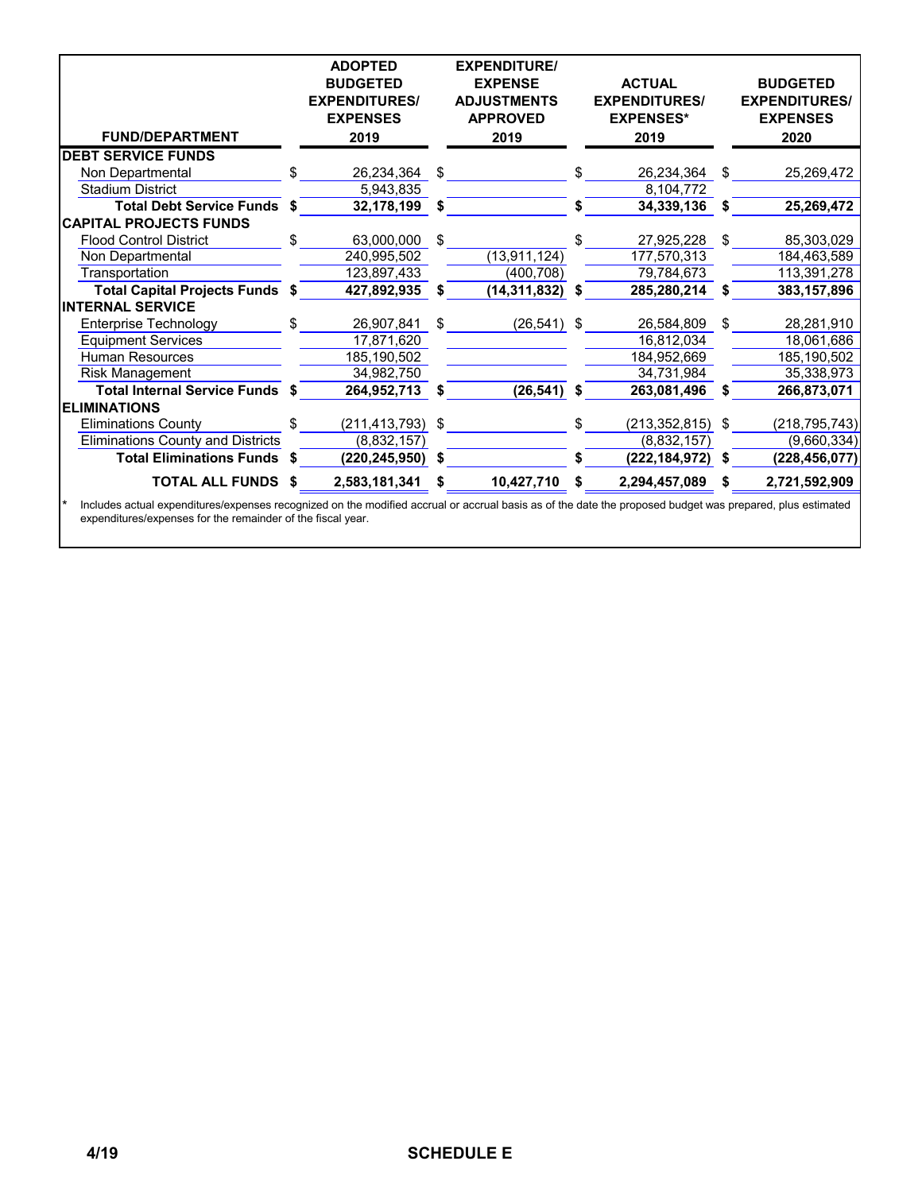| FUND/DEPARTMENT | ADOPTED BUDGETED EXPENDITURES/ EXPENSES 2019 | EXPENDITURE/ EXPENSE ADJUSTMENTS APPROVED 2019 | ACTUAL EXPENDITURES/ EXPENSES* 2019 | BUDGETED EXPENDITURES/ EXPENSES 2020 |
|---|---|---|---|---|
| **DEBT SERVICE FUNDS** | | | | |
| Non Departmental | $ 26,234,364 | $ | $ 26,234,364 | $ 25,269,472 |
| Stadium District | 5,943,835 | | 8,104,772 | |
| **Total Debt Service Funds** | **$ 32,178,199** | **$** | **$ 34,339,136** | **$ 25,269,472** |
| **CAPITAL PROJECTS FUNDS** | | | | |
| Flood Control District | $ 63,000,000 | $ | $ 27,925,228 | $ 85,303,029 |
| Non Departmental | 240,995,502 | (13,911,124) | 177,570,313 | 184,463,589 |
| Transportation | 123,897,433 | (400,708) | 79,784,673 | 113,391,278 |
| **Total Capital Projects Funds** | **$ 427,892,935** | **$ (14,311,832)** | **$ 285,280,214** | **$ 383,157,896** |
| **INTERNAL SERVICE** | | | | |
| Enterprise Technology | $ 26,907,841 | $ (26,541) | $ 26,584,809 | $ 28,281,910 |
| Equipment Services | 17,871,620 | | 16,812,034 | 18,061,686 |
| Human Resources | 185,190,502 | | 184,952,669 | 185,190,502 |
| Risk Management | 34,982,750 | | 34,731,984 | 35,338,973 |
| **Total Internal Service Funds** | **$ 264,952,713** | **$ (26,541)** | **$ 263,081,496** | **$ 266,873,071** |
| **ELIMINATIONS** | | | | |
| Eliminations County | $ (211,413,793) | $ | $ (213,352,815) | $ (218,795,743) |
| Eliminations County and Districts | (8,832,157) | | (8,832,157) | (9,660,334) |
| **Total Eliminations Funds** | **$ (220,245,950)** | **$** | **$ (222,184,972)** | **$ (228,456,077)** |
| **TOTAL ALL FUNDS** | **$ 2,583,181,341** | **$ 10,427,710** | **$ 2,294,457,089** | **$ 2,721,592,909** |

\* Includes actual expenditures/expenses recognized on the modified accrual or accrual basis as of the date the proposed budget was prepared, plus estimated expenditures/expenses for the remainder of the fiscal year.

4/19 **SCHEDULE E**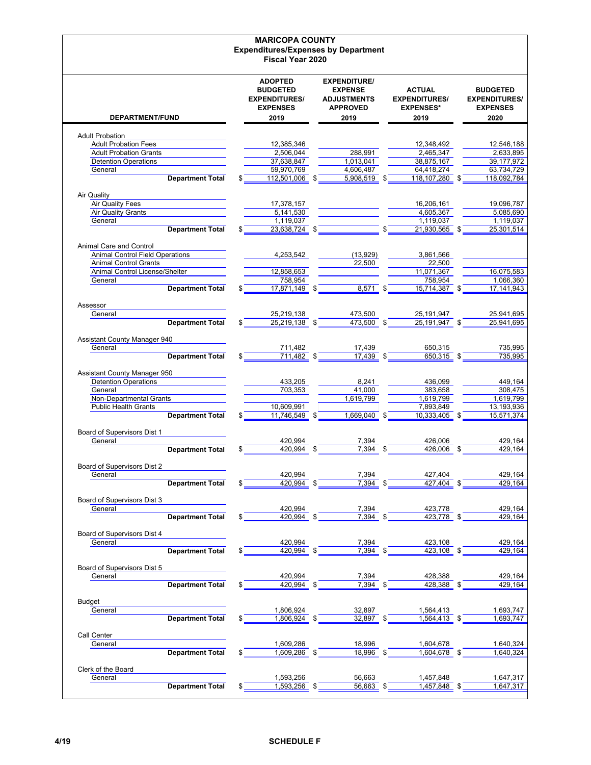# MARICOPA COUNTY
## Expenditures/Expenses by Department
### Fiscal Year 2020

| DEPARTMENT/FUND | ADOPTED BUDGETED EXPENDITURES/ EXPENSES 2019 | EXPENDITURE/ EXPENSE ADJUSTMENTS APPROVED 2019 | ACTUAL EXPENDITURES/ EXPENSES* 2019 | BUDGETED EXPENDITURES/ EXPENSES 2020 |
|---|---|---|---|---|
| Adult Probation | | | | |
| Adult Probation Fees | 12,385,346 | | 12,348,492 | 12,546,188 |
| Adult Probation Grants | 2,506,044 | 288,991 | 2,465,347 | 2,633,895 |
| Detention Operations | 37,638,847 | 1,013,041 | 38,875,167 | 39,177,972 |
| General | 59,970,769 | 4,606,487 | 64,418,274 | 63,734,729 |
| **Department Total** | $ 112,501,006 | $ 5,908,519 | $ 118,107,280 | $ 118,092,784 |
| Air Quality | | | | |
| Air Quality Fees | 17,378,157 | | 16,206,161 | 19,096,787 |
| Air Quality Grants | 5,141,530 | | 4,605,367 | 5,085,690 |
| General | 1,119,037 | | 1,119,037 | 1,119,037 |
| **Department Total** | $ 23,638,724 | $ | $ 21,930,565 | $ 25,301,514 |
| Animal Care and Control | | | | |
| Animal Control Field Operations | 4,253,542 | (13,929) | 3,861,566 | |
| Animal Control Grants | | 22,500 | 22,500 | |
| Animal Control License/Shelter | 12,858,653 | | 11,071,367 | 16,075,583 |
| General | 758,954 | | 758,954 | 1,066,360 |
| **Department Total** | $ 17,871,149 | $ 8,571 | $ 15,714,387 | $ 17,141,943 |
| Assessor | | | | |
| General | 25,219,138 | 473,500 | 25,191,947 | 25,941,695 |
| **Department Total** | $ 25,219,138 | $ 473,500 | $ 25,191,947 | $ 25,941,695 |
| Assistant County Manager 940 | | | | |
| General | 711,482 | 17,439 | 650,315 | 735,995 |
| **Department Total** | $ 711,482 | $ 17,439 | $ 650,315 | $ 735,995 |
| Assistant County Manager 950 | | | | |
| Detention Operations | 433,205 | 8,241 | 436,099 | 449,164 |
| General | 703,353 | 41,000 | 383,658 | 308,475 |
| Non-Departmental Grants | | 1,619,799 | 1,619,799 | 1,619,799 |
| Public Health Grants | 10,609,991 | | 7,893,849 | 13,193,936 |
| **Department Total** | $ 11,746,549 | $ 1,669,040 | $ 10,333,405 | $ 15,571,374 |
| Board of Supervisors Dist 1 | | | | |
| General | 420,994 | 7,394 | 426,006 | 429,164 |
| **Department Total** | $ 420,994 | $ 7,394 | $ 426,006 | $ 429,164 |
| Board of Supervisors Dist 2 | | | | |
| General | 420,994 | 7,394 | 427,404 | 429,164 |
| **Department Total** | $ 420,994 | $ 7,394 | $ 427,404 | $ 429,164 |
| Board of Supervisors Dist 3 | | | | |
| General | 420,994 | 7,394 | 423,778 | 429,164 |
| **Department Total** | $ 420,994 | $ 7,394 | $ 423,778 | $ 429,164 |
| Board of Supervisors Dist 4 | | | | |
| General | 420,994 | 7,394 | 423,108 | 429,164 |
| **Department Total** | $ 420,994 | $ 7,394 | $ 423,108 | $ 429,164 |
| Board of Supervisors Dist 5 | | | | |
| General | 420,994 | 7,394 | 428,388 | 429,164 |
| **Department Total** | $ 420,994 | $ 7,394 | $ 428,388 | $ 429,164 |
| Budget | | | | |
| General | 1,806,924 | 32,897 | 1,564,413 | 1,693,747 |
| **Department Total** | $ 1,806,924 | $ 32,897 | $ 1,564,413 | $ 1,693,747 |
| Call Center | | | | |
| General | 1,609,286 | 18,996 | 1,604,678 | 1,640,324 |
| **Department Total** | $ 1,609,286 | $ 18,996 | $ 1,604,678 | $ 1,640,324 |
| Clerk of the Board | | | | |
| General | 1,593,256 | 56,663 | 1,457,848 | 1,647,317 |
| **Department Total** | $ 1,593,256 | $ 56,663 | $ 1,457,848 | $ 1,647,317 |

4/19 **SCHEDULE F**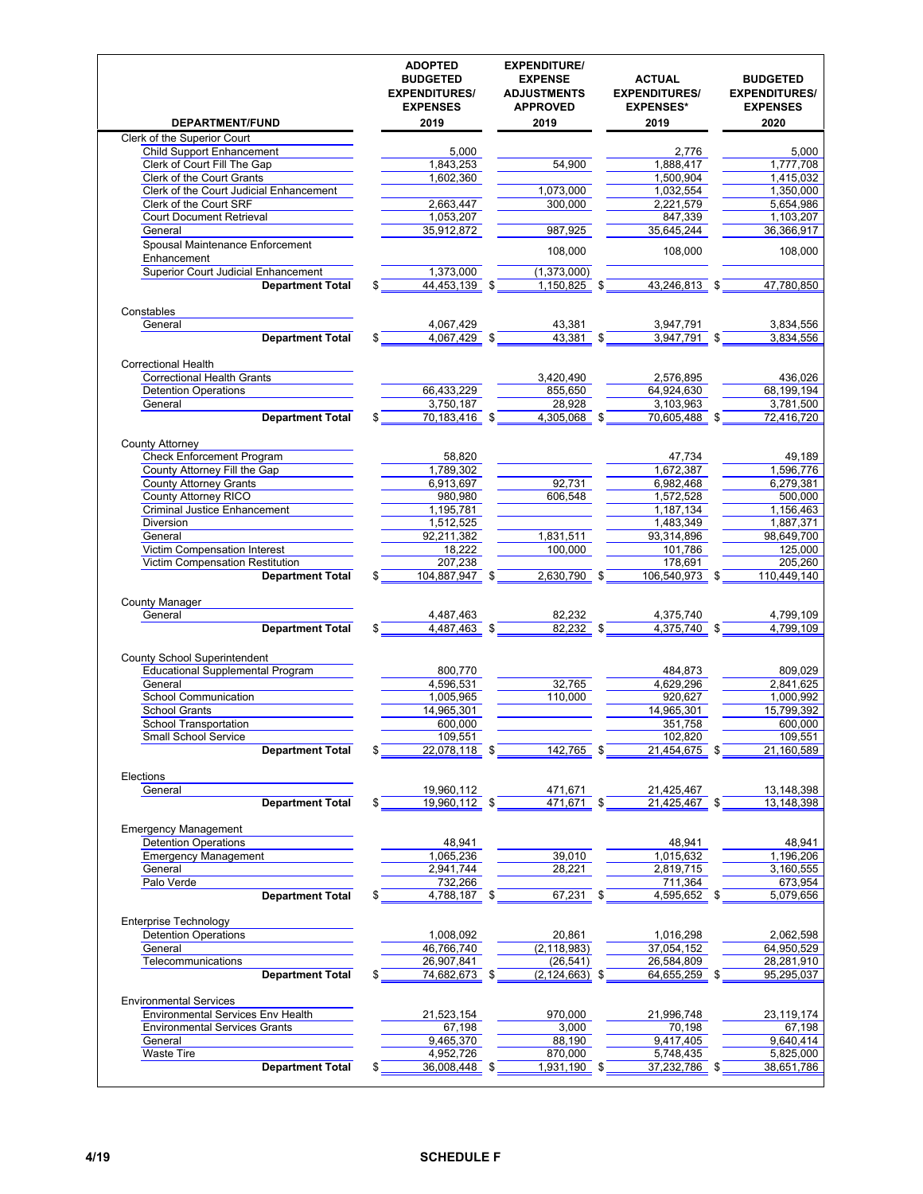| DEPARTMENT/FUND | ADOPTED BUDGETED EXPENDITURES/ EXPENSES 2019 | EXPENDITURE/ EXPENSE ADJUSTMENTS APPROVED 2019 | ACTUAL EXPENDITURES/ EXPENSES* 2019 | BUDGETED EXPENDITURES/ EXPENSES 2020 |
|---|---|---|---|---|
| Clerk of the Superior Court | | | | |
| Child Support Enhancement | 5,000 | | 2,776 | 5,000 |
| Clerk of Court Fill The Gap | 1,843,253 | 54,900 | 1,888,417 | 1,777,708 |
| Clerk of the Court Grants | 1,602,360 | | 1,500,904 | 1,415,032 |
| Clerk of the Court Judicial Enhancement | | 1,073,000 | 1,032,554 | 1,350,000 |
| Clerk of the Court SRF | 2,663,447 | 300,000 | 2,221,579 | 5,654,986 |
| Court Document Retrieval | 1,053,207 | | 847,339 | 1,103,207 |
| General | 35,912,872 | 987,925 | 35,645,244 | 36,366,917 |
| Spousal Maintenance Enforcement Enhancement | | 108,000 | 108,000 | 108,000 |
| Superior Court Judicial Enhancement | 1,373,000 | (1,373,000) | | |
| **Department Total** | $ 44,453,139 | $ 1,150,825 | $ 43,246,813 | $ 47,780,850 |
| Constables | | | | |
| General | 4,067,429 | 43,381 | 3,947,791 | 3,834,556 |
| **Department Total** | $ 4,067,429 | $ 43,381 | $ 3,947,791 | $ 3,834,556 |
| Correctional Health | | | | |
| Correctional Health Grants | | 3,420,490 | 2,576,895 | 436,026 |
| Detention Operations | 66,433,229 | 855,650 | 64,924,630 | 68,199,194 |
| General | 3,750,187 | 28,928 | 3,103,963 | 3,781,500 |
| **Department Total** | $ 70,183,416 | $ 4,305,068 | $ 70,605,488 | $ 72,416,720 |
| County Attorney | | | | |
| Check Enforcement Program | 58,820 | | 47,734 | 49,189 |
| County Attorney Fill the Gap | 1,789,302 | | 1,672,387 | 1,596,776 |
| County Attorney Grants | 6,913,697 | 92,731 | 6,982,468 | 6,279,381 |
| County Attorney RICO | 980,980 | 606,548 | 1,572,528 | 500,000 |
| Criminal Justice Enhancement | 1,195,781 | | 1,187,134 | 1,156,463 |
| Diversion | 1,512,525 | | 1,483,349 | 1,887,371 |
| General | 92,211,382 | 1,831,511 | 93,314,896 | 98,649,700 |
| Victim Compensation Interest | 18,222 | 100,000 | 101,786 | 125,000 |
| Victim Compensation Restitution | 207,238 | | 178,691 | 205,260 |
| **Department Total** | $ 104,887,947 | $ 2,630,790 | $ 106,540,973 | $ 110,449,140 |
| County Manager | | | | |
| General | 4,487,463 | 82,232 | 4,375,740 | 4,799,109 |
| **Department Total** | $ 4,487,463 | $ 82,232 | $ 4,375,740 | $ 4,799,109 |
| County School Superintendent | | | | |
| Educational Supplemental Program | 800,770 | | 484,873 | 809,029 |
| General | 4,596,531 | 32,765 | 4,629,296 | 2,841,625 |
| School Communication | 1,005,965 | 110,000 | 920,627 | 1,000,992 |
| School Grants | 14,965,301 | | 14,965,301 | 15,799,392 |
| School Transportation | 600,000 | | 351,758 | 600,000 |
| Small School Service | 109,551 | | 102,820 | 109,551 |
| **Department Total** | $ 22,078,118 | $ 142,765 | $ 21,454,675 | $ 21,160,589 |
| Elections | | | | |
| General | 19,960,112 | 471,671 | 21,425,467 | 13,148,398 |
| **Department Total** | $ 19,960,112 | $ 471,671 | $ 21,425,467 | $ 13,148,398 |
| Emergency Management | | | | |
| Detention Operations | 48,941 | | 48,941 | 48,941 |
| Emergency Management | 1,065,236 | 39,010 | 1,015,632 | 1,196,206 |
| General | 2,941,744 | 28,221 | 2,819,715 | 3,160,555 |
| Palo Verde | 732,266 | | 711,364 | 673,954 |
| **Department Total** | $ 4,788,187 | $ 67,231 | $ 4,595,652 | $ 5,079,656 |
| Enterprise Technology | | | | |
| Detention Operations | 1,008,092 | 20,861 | 1,016,298 | 2,062,598 |
| General | 46,766,740 | (2,118,983) | 37,054,152 | 64,950,529 |
| Telecommunications | 26,907,841 | (26,541) | 26,584,809 | 28,281,910 |
| **Department Total** | $ 74,682,673 | $ (2,124,663) | $ 64,655,259 | $ 95,295,037 |
| Environmental Services | | | | |
| Environmental Services Env Health | 21,523,154 | 970,000 | 21,996,748 | 23,119,174 |
| Environmental Services Grants | 67,198 | 3,000 | 70,198 | 67,198 |
| General | 9,465,370 | 88,190 | 9,417,405 | 9,640,414 |
| Waste Tire | 4,952,726 | 870,000 | 5,748,435 | 5,825,000 |
| **Department Total** | $ 36,008,448 | $ 1,931,190 | $ 37,232,786 | $ 38,651,786 |

4/19 SCHEDULE F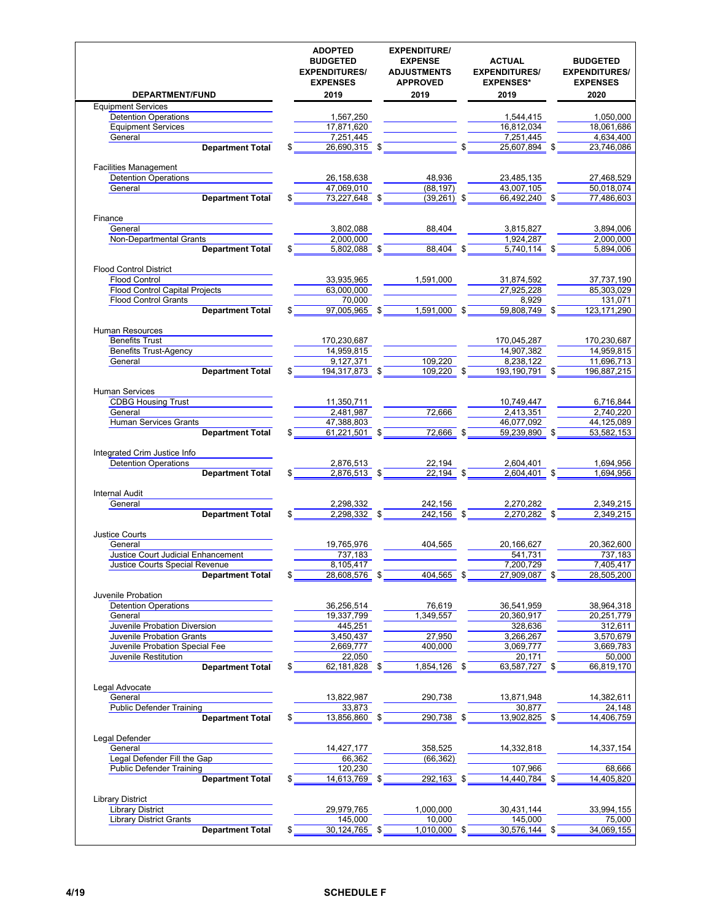| DEPARTMENT/FUND | ADOPTED BUDGETED EXPENDITURES/ EXPENSES 2019 | EXPENDITURE/ EXPENSE ADJUSTMENTS APPROVED 2019 | ACTUAL EXPENDITURES/ EXPENSES* 2019 | BUDGETED EXPENDITURES/ EXPENSES 2020 |
|---|---|---|---|---|
| Equipment Services | | | | |
| Detention Operations | 1,567,250 | | 1,544,415 | 1,050,000 |
| Equipment Services | 17,871,620 | | 16,812,034 | 18,061,686 |
| General | 7,251,445 | | 7,251,445 | 4,634,400 |
| **Department Total** | $ 26,690,315 | $ | $ 25,607,894 | $ 23,746,086 |
| Facilities Management | | | | |
| Detention Operations | 26,158,638 | 48,936 | 23,485,135 | 27,468,529 |
| General | 47,069,010 | (88,197) | 43,007,105 | 50,018,074 |
| **Department Total** | $ 73,227,648 | $ (39,261) | $ 66,492,240 | $ 77,486,603 |
| Finance | | | | |
| General | 3,802,088 | 88,404 | 3,815,827 | 3,894,006 |
| Non-Departmental Grants | 2,000,000 | | 1,924,287 | 2,000,000 |
| **Department Total** | $ 5,802,088 | $ 88,404 | $ 5,740,114 | $ 5,894,006 |
| Flood Control District | | | | |
| Flood Control | 33,935,965 | 1,591,000 | 31,874,592 | 37,737,190 |
| Flood Control Capital Projects | 63,000,000 | | 27,925,228 | 85,303,029 |
| Flood Control Grants | 70,000 | | 8,929 | 131,071 |
| **Department Total** | $ 97,005,965 | $ 1,591,000 | $ 59,808,749 | $ 123,171,290 |
| Human Resources | | | | |
| Benefits Trust | 170,230,687 | | 170,045,287 | 170,230,687 |
| Benefits Trust-Agency | 14,959,815 | | 14,907,382 | 14,959,815 |
| General | 9,127,371 | 109,220 | 8,238,122 | 11,696,713 |
| **Department Total** | $ 194,317,873 | $ 109,220 | $ 193,190,791 | $ 196,887,215 |
| Human Services | | | | |
| CDBG Housing Trust | 11,350,711 | | 10,749,447 | 6,716,844 |
| General | 2,481,987 | 72,666 | 2,413,351 | 2,740,220 |
| Human Services Grants | 47,388,803 | | 46,077,092 | 44,125,089 |
| **Department Total** | $ 61,221,501 | $ 72,666 | $ 59,239,890 | $ 53,582,153 |
| Integrated Crim Justice Info | | | | |
| Detention Operations | 2,876,513 | 22,194 | 2,604,401 | 1,694,956 |
| **Department Total** | $ 2,876,513 | $ 22,194 | $ 2,604,401 | $ 1,694,956 |
| Internal Audit | | | | |
| General | 2,298,332 | 242,156 | 2,270,282 | 2,349,215 |
| **Department Total** | $ 2,298,332 | $ 242,156 | $ 2,270,282 | $ 2,349,215 |
| Justice Courts | | | | |
| General | 19,765,976 | 404,565 | 20,166,627 | 20,362,600 |
| Justice Court Judicial Enhancement | 737,183 | | 541,731 | 737,183 |
| Justice Courts Special Revenue | 8,105,417 | | 7,200,729 | 7,405,417 |
| **Department Total** | $ 28,608,576 | $ 404,565 | $ 27,909,087 | $ 28,505,200 |
| Juvenile Probation | | | | |
| Detention Operations | 36,256,514 | 76,619 | 36,541,959 | 38,964,318 |
| General | 19,337,799 | 1,349,557 | 20,360,917 | 20,251,779 |
| Juvenile Probation Diversion | 445,251 | | 328,636 | 312,611 |
| Juvenile Probation Grants | 3,450,437 | 27,950 | 3,266,267 | 3,570,679 |
| Juvenile Probation Special Fee | 2,669,777 | 400,000 | 3,069,777 | 3,669,783 |
| Juvenile Restitution | 22,050 | | 20,171 | 50,000 |
| **Department Total** | $ 62,181,828 | $ 1,854,126 | $ 63,587,727 | $ 66,819,170 |
| Legal Advocate | | | | |
| General | 13,822,987 | 290,738 | 13,871,948 | 14,382,611 |
| Public Defender Training | 33,873 | | 30,877 | 24,148 |
| **Department Total** | $ 13,856,860 | $ 290,738 | $ 13,902,825 | $ 14,406,759 |
| Legal Defender | | | | |
| General | 14,427,177 | 358,525 | 14,332,818 | 14,337,154 |
| Legal Defender Fill the Gap | 66,362 | (66,362) | | |
| Public Defender Training | 120,230 | | 107,966 | 68,666 |
| **Department Total** | $ 14,613,769 | $ 292,163 | $ 14,440,784 | $ 14,405,820 |
| Library District | | | | |
| Library District | 29,979,765 | 1,000,000 | 30,431,144 | 33,994,155 |
| Library District Grants | 145,000 | 10,000 | 145,000 | 75,000 |
| **Department Total** | $ 30,124,765 | $ 1,010,000 | $ 30,576,144 | $ 34,069,155 |

4/19 SCHEDULE F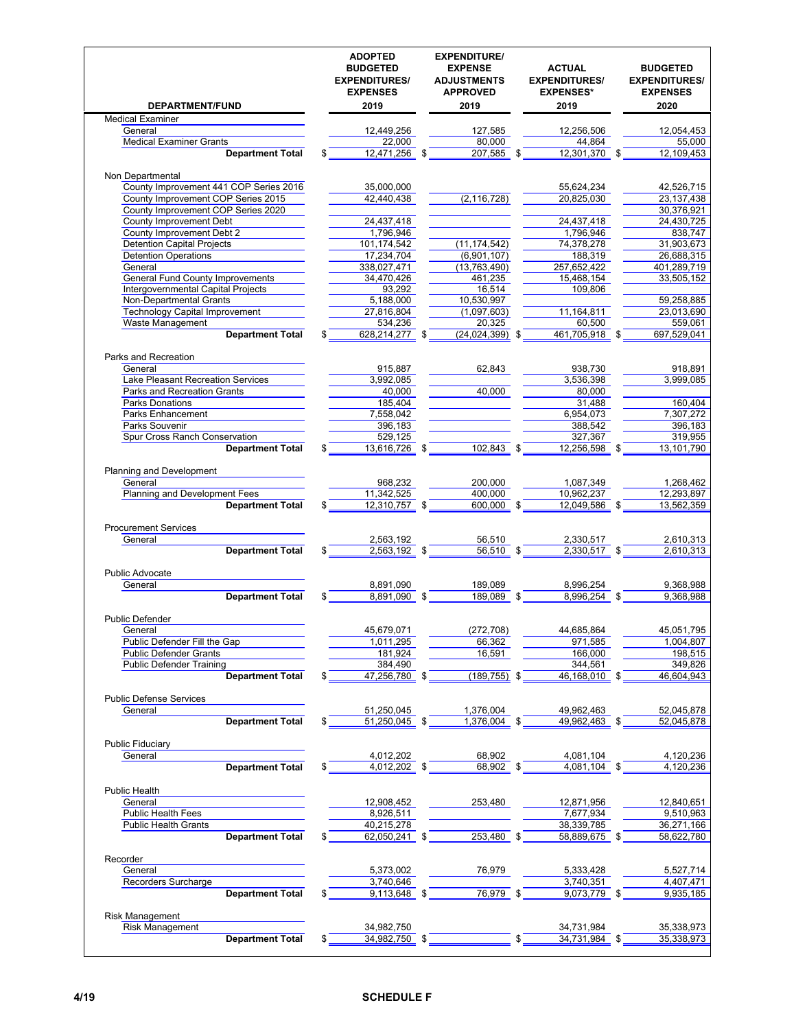| DEPARTMENT/FUND | ADOPTED BUDGETED EXPENDITURES/ EXPENSES 2019 | EXPENDITURE/ EXPENSE ADJUSTMENTS APPROVED 2019 | ACTUAL EXPENDITURES/ EXPENSES* 2019 | BUDGETED EXPENDITURES/ EXPENSES 2020 |
|---|---|---|---|---|
| Medical Examiner | | | | |
| General | 12,449,256 | 127,585 | 12,256,506 | 12,054,453 |
| Medical Examiner Grants | 22,000 | 80,000 | 44,864 | 55,000 |
| **Department Total** | $ 12,471,256 | $ 207,585 | $ 12,301,370 | $ 12,109,453 |
| Non Departmental | | | | |
| County Improvement 441 COP Series 2016 | 35,000,000 | | 55,624,234 | 42,526,715 |
| County Improvement COP Series 2015 | 42,440,438 | (2,116,728) | 20,825,030 | 23,137,438 |
| County Improvement COP Series 2020 | | | | 30,376,921 |
| County Improvement Debt | 24,437,418 | | 24,437,418 | 24,430,725 |
| County Improvement Debt 2 | 1,796,946 | | 1,796,946 | 838,747 |
| Detention Capital Projects | 101,174,542 | (11,174,542) | 74,378,278 | 31,903,673 |
| Detention Operations | 17,234,704 | (6,901,107) | 188,319 | 26,688,315 |
| General | 338,027,471 | (13,763,490) | 257,652,422 | 401,289,719 |
| General Fund County Improvements | 34,470,426 | 461,235 | 15,468,154 | 33,505,152 |
| Intergovernmental Capital Projects | 93,292 | 16,514 | 109,806 | |
| Non-Departmental Grants | 5,188,000 | 10,530,997 | | 59,258,885 |
| Technology Capital Improvement | 27,816,804 | (1,097,603) | 11,164,811 | 23,013,690 |
| Waste Management | 534,236 | 20,325 | 60,500 | 559,061 |
| **Department Total** | $ 628,214,277 | $ (24,024,399) | $ 461,705,918 | $ 697,529,041 |
| Parks and Recreation | | | | |
| General | 915,887 | 62,843 | 938,730 | 918,891 |
| Lake Pleasant Recreation Services | 3,992,085 | | 3,536,398 | 3,999,085 |
| Parks and Recreation Grants | 40,000 | 40,000 | 80,000 | |
| Parks Donations | 185,404 | | 31,488 | 160,404 |
| Parks Enhancement | 7,558,042 | | 6,954,073 | 7,307,272 |
| Parks Souvenir | 396,183 | | 388,542 | 396,183 |
| Spur Cross Ranch Conservation | 529,125 | | 327,367 | 319,955 |
| **Department Total** | $ 13,616,726 | $ 102,843 | $ 12,256,598 | $ 13,101,790 |
| Planning and Development | | | | |
| General | 968,232 | 200,000 | 1,087,349 | 1,268,462 |
| Planning and Development Fees | 11,342,525 | 400,000 | 10,962,237 | 12,293,897 |
| **Department Total** | $ 12,310,757 | $ 600,000 | $ 12,049,586 | $ 13,562,359 |
| Procurement Services | | | | |
| General | 2,563,192 | 56,510 | 2,330,517 | 2,610,313 |
| **Department Total** | $ 2,563,192 | $ 56,510 | $ 2,330,517 | $ 2,610,313 |
| Public Advocate | | | | |
| General | 8,891,090 | 189,089 | 8,996,254 | 9,368,988 |
| **Department Total** | $ 8,891,090 | $ 189,089 | $ 8,996,254 | $ 9,368,988 |
| Public Defender | | | | |
| General | 45,679,071 | (272,708) | 44,685,864 | 45,051,795 |
| Public Defender Fill the Gap | 1,011,295 | 66,362 | 971,585 | 1,004,807 |
| Public Defender Grants | 181,924 | 16,591 | 166,000 | 198,515 |
| Public Defender Training | 384,490 | | 344,561 | 349,826 |
| **Department Total** | $ 47,256,780 | $ (189,755) | $ 46,168,010 | $ 46,604,943 |
| Public Defense Services | | | | |
| General | 51,250,045 | 1,376,004 | 49,962,463 | 52,045,878 |
| **Department Total** | $ 51,250,045 | $ 1,376,004 | $ 49,962,463 | $ 52,045,878 |
| Public Fiduciary | | | | |
| General | 4,012,202 | 68,902 | 4,081,104 | 4,120,236 |
| **Department Total** | $ 4,012,202 | $ 68,902 | $ 4,081,104 | $ 4,120,236 |
| Public Health | | | | |
| General | 12,908,452 | 253,480 | 12,871,956 | 12,840,651 |
| Public Health Fees | 8,926,511 | | 7,677,934 | 9,510,963 |
| Public Health Grants | 40,215,278 | | 38,339,785 | 36,271,166 |
| **Department Total** | $ 62,050,241 | $ 253,480 | $ 58,889,675 | $ 58,622,780 |
| Recorder | | | | |
| General | 5,373,002 | 76,979 | 5,333,428 | 5,527,714 |
| Recorders Surcharge | 3,740,646 | | 3,740,351 | 4,407,471 |
| **Department Total** | $ 9,113,648 | $ 76,979 | $ 9,073,779 | $ 9,935,185 |
| Risk Management | | | | |
| Risk Management | 34,982,750 | | 34,731,984 | 35,338,973 |
| **Department Total** | $ 34,982,750 | $ | $ 34,731,984 | $ 35,338,973 |

4/19

SCHEDULE F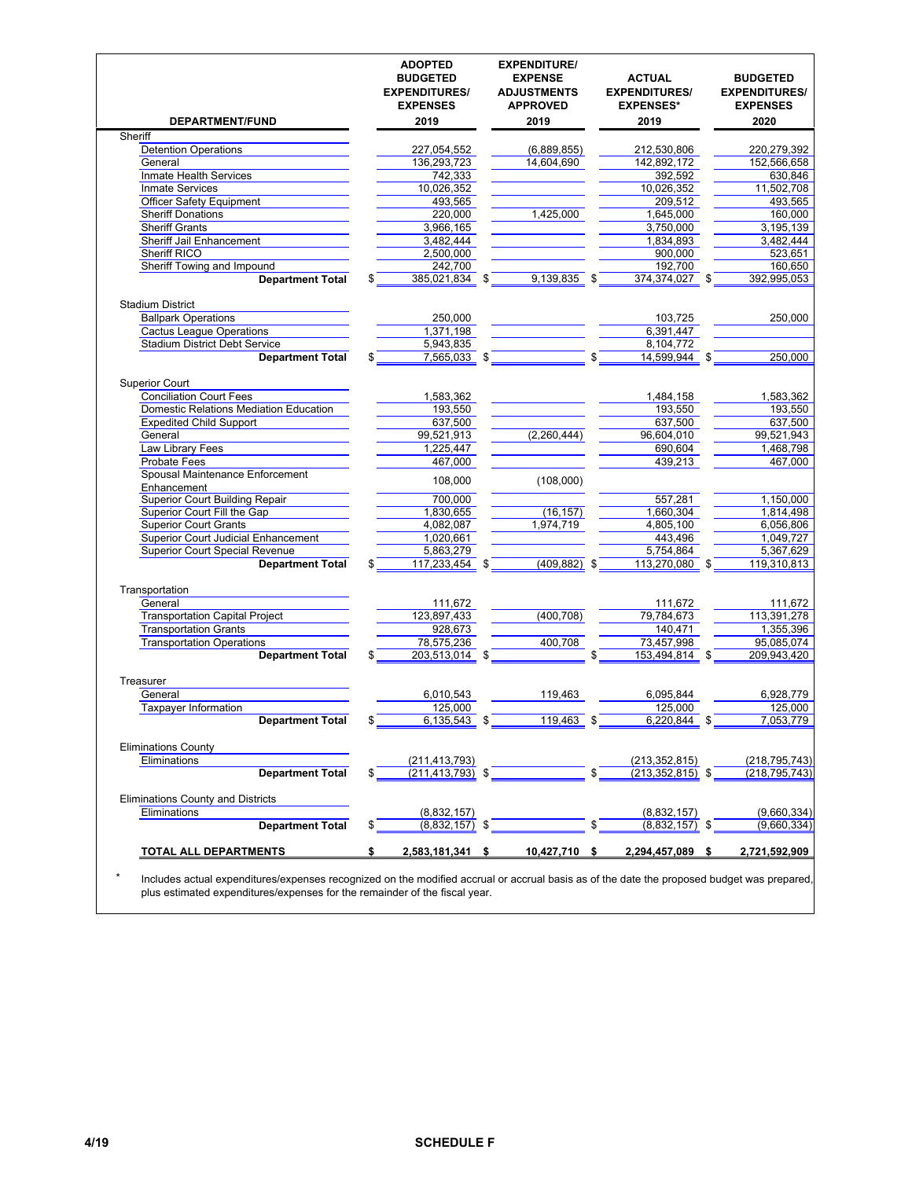| DEPARTMENT/FUND | ADOPTED BUDGETED EXPENDITURES/ EXPENSES 2019 | EXPENDITURE/ EXPENSE ADJUSTMENTS APPROVED 2019 | ACTUAL EXPENDITURES/ EXPENSES* 2019 | BUDGETED EXPENDITURES/ EXPENSES 2020 |
|---|---|---|---|---|
| Sheriff | | | | |
| Detention Operations | 227,054,552 | (6,889,855) | 212,530,806 | 220,279,392 |
| General | 136,293,723 | 14,604,690 | 142,892,172 | 152,566,658 |
| Inmate Health Services | 742,333 | | 392,592 | 630,846 |
| Inmate Services | 10,026,352 | | 10,026,352 | 11,502,708 |
| Officer Safety Equipment | 493,565 | | 209,512 | 493,565 |
| Sheriff Donations | 220,000 | 1,425,000 | 1,645,000 | 160,000 |
| Sheriff Grants | 3,966,165 | | 3,750,000 | 3,195,139 |
| Sheriff Jail Enhancement | 3,482,444 | | 1,834,893 | 3,482,444 |
| Sheriff RICO | 2,500,000 | | 900,000 | 523,651 |
| Sheriff Towing and Impound | 242,700 | | 192,700 | 160,650 |
| **Department Total** | $ 385,021,834 | $ 9,139,835 | $ 374,374,027 | $ 392,995,053 |
| Stadium District | | | | |
| Ballpark Operations | 250,000 | | 103,725 | 250,000 |
| Cactus League Operations | 1,371,198 | | 6,391,447 | |
| Stadium District Debt Service | 5,943,835 | | 8,104,772 | |
| **Department Total** | $ 7,565,033 | $ | $ 14,599,944 | $ 250,000 |
| Superior Court | | | | |
| Conciliation Court Fees | 1,583,362 | | 1,484,158 | 1,583,362 |
| Domestic Relations Mediation Education | 193,550 | | 193,550 | 193,550 |
| Expedited Child Support | 637,500 | | 637,500 | 637,500 |
| General | 99,521,913 | (2,260,444) | 96,604,010 | 99,521,943 |
| Law Library Fees | 1,225,447 | | 690,604 | 1,468,798 |
| Probate Fees | 467,000 | | 439,213 | 467,000 |
| Spousal Maintenance Enforcement Enhancement | 108,000 | (108,000) | | |
| Superior Court Building Repair | 700,000 | | 557,281 | 1,150,000 |
| Superior Court Fill the Gap | 1,830,655 | (16,157) | 1,660,304 | 1,814,498 |
| Superior Court Grants | 4,082,087 | 1,974,719 | 4,805,100 | 6,056,806 |
| Superior Court Judicial Enhancement | 1,020,661 | | 443,496 | 1,049,727 |
| Superior Court Special Revenue | 5,863,279 | | 5,754,864 | 5,367,629 |
| **Department Total** | $ 117,233,454 | $ (409,882) | $ 113,270,080 | $ 119,310,813 |
| Transportation | | | | |
| General | 111,672 | | 111,672 | 111,672 |
| Transportation Capital Project | 123,897,433 | (400,708) | 79,784,673 | 113,391,278 |
| Transportation Grants | 928,673 | | 140,471 | 1,355,396 |
| Transportation Operations | 78,575,236 | 400,708 | 73,457,998 | 95,085,074 |
| **Department Total** | $ 203,513,014 | $ | $ 153,494,814 | $ 209,943,420 |
| Treasurer | | | | |
| General | 6,010,543 | 119,463 | 6,095,844 | 6,928,779 |
| Taxpayer Information | 125,000 | | 125,000 | 125,000 |
| **Department Total** | $ 6,135,543 | $ 119,463 | $ 6,220,844 | $ 7,053,779 |
| Eliminations County | | | | |
| Eliminations | (211,413,793) | | (213,352,815) | (218,795,743) |
| **Department Total** | $ (211,413,793) | $ | $ (213,352,815) | $ (218,795,743) |
| Eliminations County and Districts | | | | |
| Eliminations | (8,832,157) | | (8,832,157) | (9,660,334) |
| **Department Total** | $ (8,832,157) | $ | $ (8,832,157) | $ (9,660,334) |
| **TOTAL ALL DEPARTMENTS** | **$ 2,583,181,341** | **$ 10,427,710** | **$ 2,294,457,089** | **$ 2,721,592,909** |

\* Includes actual expenditures/expenses recognized on the modified accrual or accrual basis as of the date the proposed budget was prepared, plus estimated expenditures/expenses for the remainder of the fiscal year.

4/19 SCHEDULE F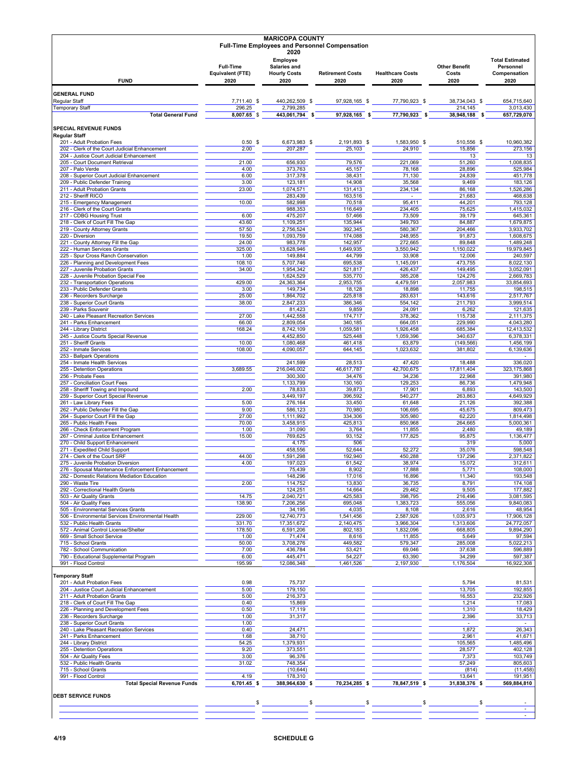# MARICOPA COUNTY

## Full-Time Employees and Personnel Compensation

### 2020

| FUND | Full-Time Equivalent (FTE) 2020 | Employee Salaries and Hourly Costs 2020 | Retirement Costs 2020 | Healthcare Costs 2020 | Other Benefit Costs 2020 | Total Estimated Personnel Compensation 2020 |
|---|---|---|---|---|---|---|
| **GENERAL FUND** | | | | | | |
| Regular Staff | 7,711.40 | $ 440,262,509 | $ 97,928,165 | $ 77,790,923 | $ 38,734,043 | $ 654,715,640 |
| Temporary Staff | 296.25 | 2,799,285 | | | 214,145 | 3,013,430 |
| **Total General Fund** | 8,007.65 | $ 443,061,794 | $ 97,928,165 | $ 77,790,923 | $ 38,948,188 | $ 657,729,070 |
| **SPECIAL REVENUE FUNDS** | | | | | | |
| **Regular Staff** | | | | | | |
| 201 - Adult Probation Fees | 0.50 | $ 6,673,983 | $ 2,191,893 | $ 1,583,950 | $ 510,556 | $ 10,960,382 |
| 202 - Clerk of the Court Judicial Enhancement | 2.00 | 207,287 | 25,103 | 24,910 | 15,856 | 273,156 |
| 204 - Justice Court Judicial Enhancement | | | | | 13 | 13 |
| 205 - Court Document Retrieval | 21.00 | 656,930 | 79,576 | 221,069 | 51,260 | 1,008,835 |
| 207 - Palo Verde | 4.00 | 373,763 | 45,157 | 78,168 | 28,896 | 525,984 |
| 208 - Superior Court Judicial Enhancement | 6.00 | 317,378 | 38,431 | 71,130 | 24,839 | 451,778 |
| 209 - Public Defender Training | 3.00 | 123,181 | 14,908 | 35,568 | 9,469 | 183,126 |
| 211 - Adult Probation Grants | 23.00 | 1,074,571 | 131,413 | 234,134 | 86,168 | 1,526,286 |
| 212 - Sheriff RICO | | 283,439 | 163,516 | - | 21,683 | 468,638 |
| 215 - Emergency Management | 10.00 | 582,998 | 70,518 | 95,411 | 44,201 | 793,128 |
| 216 - Clerk of the Court Grants | | 988,353 | 116,649 | 234,405 | 75,625 | 1,415,032 |
| 217 - CDBG Housing Trust | 6.00 | 475,207 | 57,466 | 73,509 | 39,179 | 645,361 |
| 218 - Clerk of Court Fill The Gap | 43.60 | 1,109,251 | 135,944 | 349,793 | 84,887 | 1,679,875 |
| 219 - County Attorney Grants | 57.50 | 2,756,524 | 392,345 | 580,367 | 204,466 | 3,933,702 |
| 220 - Diversion | 19.50 | 1,093,759 | 174,088 | 248,955 | 91,873 | 1,608,675 |
| 221 - County Attorney Fill the Gap | 24.00 | 983,778 | 142,957 | 272,665 | 89,848 | 1,489,248 |
| 222 - Human Services Grants | 325.00 | 13,628,946 | 1,649,935 | 3,550,942 | 1,150,022 | 19,979,845 |
| 225 - Spur Cross Ranch Conservation | 1.00 | 149,884 | 44,799 | 33,908 | 12,006 | 240,597 |
| 226 - Planning and Development Fees | 108.10 | 5,707,746 | 695,538 | 1,145,091 | 473,755 | 8,022,130 |
| 227 - Juvenile Probation Grants | 34.00 | 1,954,342 | 521,817 | 426,437 | 149,495 | 3,052,091 |
| 228 - Juvenile Probation Special Fee | | 1,624,529 | 535,770 | 385,208 | 124,276 | 2,669,783 |
| 232 - Transportation Operations | 429.00 | 24,363,364 | 2,953,755 | 4,479,591 | 2,057,983 | 33,854,693 |
| 233 - Public Defender Grants | 3.00 | 149,734 | 18,128 | 18,898 | 11,755 | 198,515 |
| 236 - Recorders Surcharge | 25.00 | 1,864,702 | 225,818 | 283,631 | 143,616 | 2,517,767 |
| 238 - Superior Court Grants | 38.00 | 2,847,233 | 386,346 | 554,142 | 211,793 | 3,999,514 |
| 239 - Parks Souvenir | | 81,423 | 9,859 | 24,091 | 6,262 | 121,635 |
| 240 - Lake Pleasant Recreation Services | 27.00 | 1,442,558 | 174,717 | 378,362 | 115,738 | 2,111,375 |
| 241 - Parks Enhancement | 66.00 | 2,809,054 | 340,185 | 664,051 | 229,990 | 4,043,280 |
| 244 - Library District | 168.24 | 8,742,109 | 1,059,581 | 1,926,458 | 685,384 | 12,413,532 |
| 245 - Justice Courts Special Revenue | | 4,452,850 | 525,448 | 1,059,396 | 340,637 | 6,378,331 |
| 251 - Sheriff Grants | 10.00 | 1,080,468 | 461,418 | 63,879 | (149,566) | 1,456,199 |
| 252 - Inmate Services | 108.00 | 4,090,057 | 644,145 | 1,023,632 | 381,802 | 6,139,636 |
| 253 - Ballpark Operations | | | | | | - |
| 254 - Inmate Health Services | | 241,599 | 28,513 | 47,420 | 18,488 | 336,020 |
| 255 - Detention Operations | 3,689.55 | 216,046,002 | 46,617,787 | 42,700,675 | 17,811,404 | 323,175,868 |
| 256 - Probate Fees | | 300,300 | 34,476 | 34,236 | 22,968 | 391,980 |
| 257 - Conciliation Court Fees | | 1,133,799 | 130,160 | 129,253 | 86,736 | 1,479,948 |
| 258 - Sheriff Towing and Impound | 2.00 | 78,833 | 39,873 | 17,901 | 6,893 | 143,500 |
| 259 - Superior Court Special Revenue | | 3,449,197 | 396,592 | 540,277 | 263,863 | 4,649,929 |
| 261 - Law Library Fees | 5.00 | 276,164 | 33,450 | 61,648 | 21,126 | 392,388 |
| 262 - Public Defender Fill the Gap | 9.00 | 586,123 | 70,980 | 106,695 | 45,675 | 809,473 |
| 264 - Superior Court Fill the Gap | 27.00 | 1,111,992 | 334,306 | 305,980 | 62,220 | 1,814,498 |
| 265 - Public Health Fees | 70.00 | 3,458,915 | 425,813 | 850,968 | 264,665 | 5,000,361 |
| 266 - Check Enforcement Program | 1.00 | 31,090 | 3,764 | 11,855 | 2,480 | 49,189 |
| 267 - Criminal Justice Enhancement | 15.00 | 769,625 | 93,152 | 177,825 | 95,875 | 1,136,477 |
| 270 - Child Support Enhancement | | 4,175 | 506 | | 319 | 5,000 |
| 271 - Expedited Child Support | | 458,556 | 52,644 | 52,272 | 35,076 | 598,548 |
| 274 - Clerk of the Court SRF | 44.00 | 1,591,298 | 192,940 | 450,288 | 137,296 | 2,371,822 |
| 275 - Juvenile Probation Diversion | 4.00 | 197,023 | 61,542 | 38,974 | 15,072 | 312,611 |
| 276 - Spousal Maintenance Enforcement Enhancement | | 75,439 | 8,902 | 17,888 | 5,771 | 108,000 |
| 282 - Domestic Relations Mediation Education | | 148,296 | 17,016 | 16,896 | 11,340 | 193,548 |
| 290 - Waste Tire | 2.00 | 114,752 | 13,830 | 36,735 | 8,791 | 174,108 |
| 292 - Correctional Health Grants | | 124,251 | 14,664 | 29,462 | 9,505 | 177,882 |
| 503 - Air Quality Grants | 14.75 | 2,040,721 | 425,583 | 398,795 | 216,496 | 3,081,595 |
| 504 - Air Quality Fees | 138.90 | 7,206,256 | 695,048 | 1,383,723 | 555,056 | 9,840,083 |
| 505 - Environmental Services Grants | | 34,195 | 4,035 | 8,108 | 2,616 | 48,954 |
| 506 - Environmental Services Environmental Health | 229.00 | 12,740,773 | 1,541,456 | 2,587,926 | 1,035,973 | 17,906,128 |
| 532 - Public Health Grants | 331.70 | 17,351,672 | 2,140,475 | 3,966,304 | 1,313,606 | 24,772,057 |
| 572 - Animal Control License/Shelter | 178.50 | 6,591,206 | 802,183 | 1,832,096 | 668,805 | 9,894,290 |
| 669 - Small School Service | 1.00 | 71,474 | 8,616 | 11,855 | 5,649 | 97,594 |
| 715 - School Grants | 50.00 | 3,708,276 | 449,582 | 579,347 | 285,008 | 5,022,213 |
| 782 - School Communication | 7.00 | 436,784 | 53,421 | 69,046 | 37,638 | 596,889 |
| 790 - Educational Supplemental Program | 6.00 | 445,471 | 54,227 | 63,390 | 34,299 | 597,387 |
| 991 - Flood Control | 195.99 | 12,086,348 | 1,461,526 | 2,197,930 | 1,176,504 | 16,922,308 |
| **Temporary Staff** | | | | | | |
| 201 - Adult Probation Fees | 0.98 | 75,737 | | | 5,794 | 81,531 |
| 204 - Justice Court Judicial Enhancement | 5.00 | 179,150 | | | 13,705 | 192,855 |
| 211 - Adult Probation Grants | 5.00 | 216,373 | | | 16,553 | 232,926 |
| 218 - Clerk of Court Fill The Gap | 0.40 | 15,869 | | | 1,214 | 17,083 |
| 226 - Planning and Development Fees | 0.50 | 17,119 | | | 1,310 | 18,429 |
| 236 - Recorders Surcharge | 1.00 | 31,317 | | | 2,396 | 33,713 |
| 238 - Superior Court Grants | 1.00 | | | | - | - |
| 240 - Lake Pleasant Recreation Services | 0.40 | 24,471 | | | 1,872 | 26,343 |
| 241 - Parks Enhancement | 1.68 | 38,710 | | | 2,961 | 41,671 |
| 244 - Library District | 54.25 | 1,379,931 | | | 105,565 | 1,485,496 |
| 255 - Detention Operations | 9.20 | 373,551 | | | 28,577 | 402,128 |
| 504 - Air Quality Fees | 3.00 | 96,376 | | | 7,373 | 103,749 |
| 532 - Public Health Grants | 31.02 | 748,354 | | | 57,249 | 805,603 |
| 715 - School Grants | | (10,644) | | | (814) | (11,458) |
| 991 - Flood Control | 4.19 | 178,310 | | | 13,641 | 191,951 |
| **Total Special Revenue Funds** | 6,701.45 | $ 388,964,630 | $ 70,234,285 | $ 78,847,519 | $ 31,838,376 | $ 569,884,810 |
| **DEBT SERVICE FUNDS** | | | | | | |
| | | $ | $ | $ | $ | $ - |
| | | | | | | - |
| | | | | | | - |

4/19 SCHEDULE G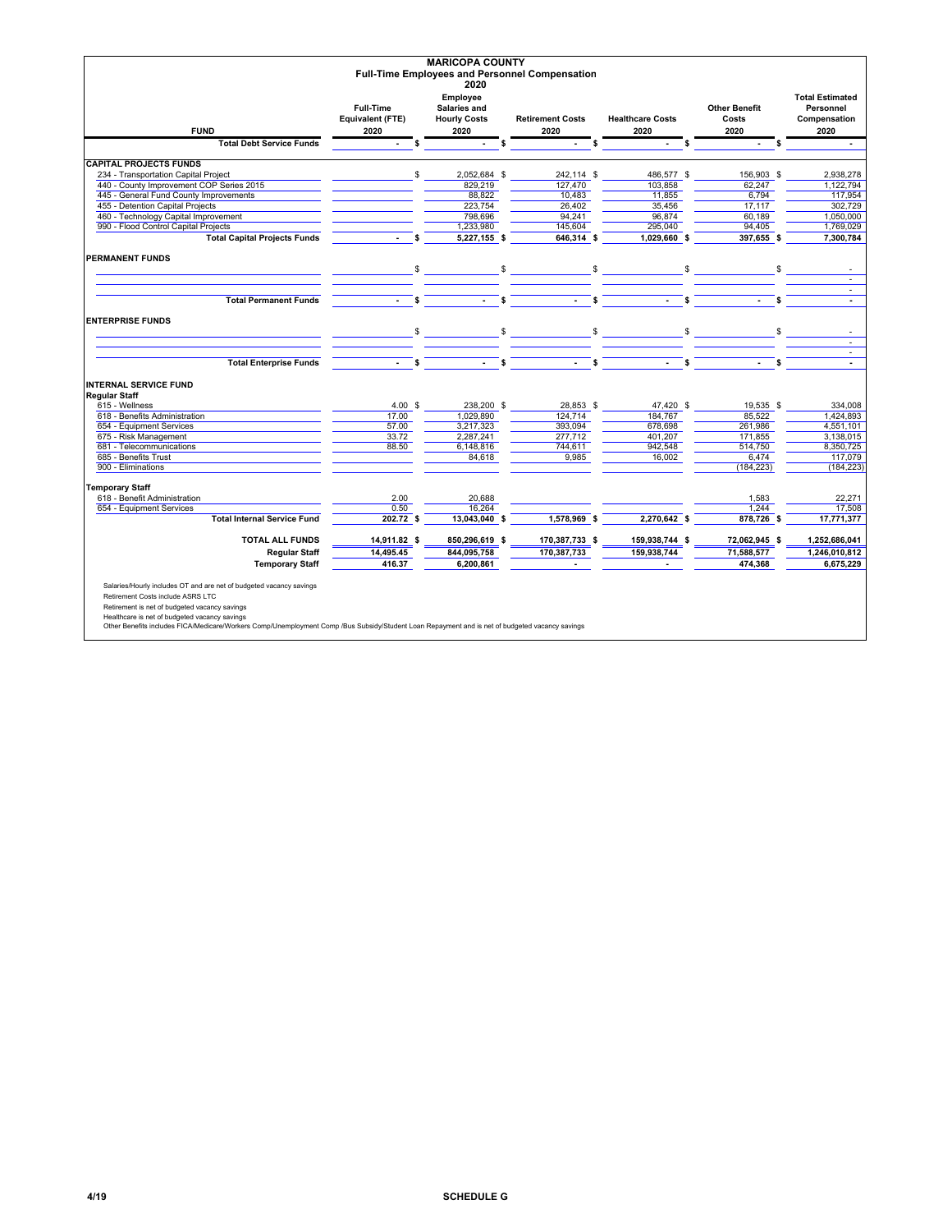# MARICOPA COUNTY
## Full-Time Employees and Personnel Compensation
### 2020

| FUND | Full-Time Equivalent (FTE) 2020 | Employee Salaries and Hourly Costs 2020 | Retirement Costs 2020 | Healthcare Costs 2020 | Other Benefit Costs 2020 | Total Estimated Personnel Compensation 2020 |
|---|---|---|---|---|---|---|
| **Total Debt Service Funds** | - | $ - | $ - | $ - | $ - | $ - |
| **CAPITAL PROJECTS FUNDS** | | | | | | |
| 234 - Transportation Capital Project | | $ 2,052,684 | $ 242,114 | $ 486,577 | $ 156,903 | $ 2,938,278 |
| 440 - County Improvement COP Series 2015 | | 829,219 | 127,470 | 103,858 | 62,247 | 1,122,794 |
| 445 - General Fund County Improvements | | 88,822 | 10,483 | 11,855 | 6,794 | 117,954 |
| 455 - Detention Capital Projects | | 223,754 | 26,402 | 35,456 | 17,117 | 302,729 |
| 460 - Technology Capital Improvement | | 798,696 | 94,241 | 96,874 | 60,189 | 1,050,000 |
| 990 - Flood Control Capital Projects | | 1,233,980 | 145,604 | 295,040 | 94,405 | 1,769,029 |
| **Total Capital Projects Funds** | - | $ 5,227,155 | $ 646,314 | $ 1,029,660 | $ 397,655 | $ 7,300,784 |
| **PERMANENT FUNDS** | | | | | | |
| | | $ | $ | $ | $ | $ - |
| | | | | | | - |
| | | | | | | - |
| **Total Permanent Funds** | - | $ - | $ - | $ - | $ - | $ - |
| **ENTERPRISE FUNDS** | | | | | | |
| | | $ | $ | $ | $ | $ - |
| | | | | | | - |
| | | | | | | - |
| **Total Enterprise Funds** | - | $ - | $ - | $ - | $ - | $ - |
| **INTERNAL SERVICE FUND** | | | | | | |
| **Regular Staff** | | | | | | |
| 615 - Wellness | 4.00 | $ 238,200 | $ 28,853 | $ 47,420 | $ 19,535 | $ 334,008 |
| 618 - Benefits Administration | 17.00 | 1,029,890 | 124,714 | 184,767 | 85,522 | 1,424,893 |
| 654 - Equipment Services | 57.00 | 3,217,323 | 393,094 | 678,698 | 261,986 | 4,551,101 |
| 675 - Risk Management | 33.72 | 2,287,241 | 277,712 | 401,207 | 171,855 | 3,138,015 |
| 681 - Telecommunications | 88.50 | 6,148,816 | 744,611 | 942,548 | 514,750 | 8,350,725 |
| 685 - Benefits Trust | | 84,618 | 9,985 | 16,002 | 6,474 | 117,079 |
| 900 - Eliminations | | | | | (184,223) | (184,223) |
| **Temporary Staff** | | | | | | |
| 618 - Benefit Administration | 2.00 | 20,688 | | | 1,583 | 22,271 |
| 654 - Equipment Services | 0.50 | 16,264 | | | 1,244 | 17,508 |
| **Total Internal Service Fund** | 202.72 | $ 13,043,040 | $ 1,578,969 | $ 2,270,642 | $ 878,726 | $ 17,771,377 |
| **TOTAL ALL FUNDS** | 14,911.82 | $ 850,296,619 | $ 170,387,733 | $ 159,938,744 | $ 72,062,945 | $ 1,252,686,041 |
| **Regular Staff** | 14,495.45 | 844,095,758 | 170,387,733 | 159,938,744 | 71,588,577 | 1,246,010,812 |
| **Temporary Staff** | 416.37 | 6,200,861 | - | - | 474,368 | 6,675,229 |

Salaries/Hourly includes OT and are net of budgeted vacancy savings

Retirement Costs include ASRS LTC

Retirement is net of budgeted vacancy savings

Healthcare is net of budgeted vacancy savings

Other Benefits includes FICA/Medicare/Workers Comp/Unemployment Comp /Bus Subsidy/Student Loan Repayment and is net of budgeted vacancy savings

4/19 SCHEDULE G